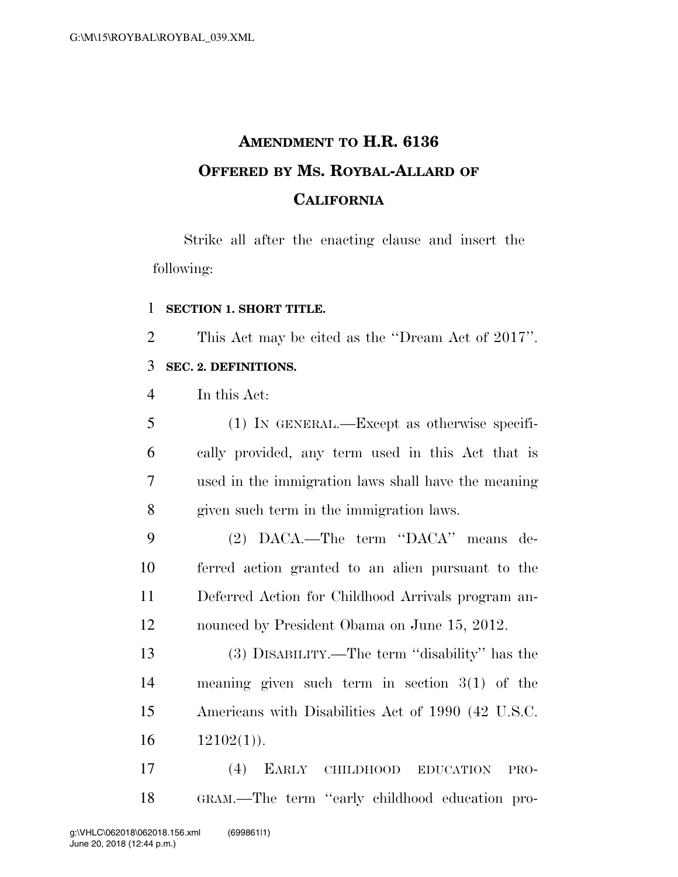# AMENDMENT TO H.R. 6136
# OFFERED BY MS. ROYBAL-ALLARD OF CALIFORNIA

Strike all after the enacting clause and insert the following:

**SECTION 1. SHORT TITLE.**

This Act may be cited as the "Dream Act of 2017".

**SEC. 2. DEFINITIONS.**

In this Act:

(1) IN GENERAL.—Except as otherwise specifically provided, any term used in this Act that is used in the immigration laws shall have the meaning given such term in the immigration laws.

(2) DACA.—The term "DACA" means deferred action granted to an alien pursuant to the Deferred Action for Childhood Arrivals program announced by President Obama on June 15, 2012.

(3) DISABILITY.—The term "disability" has the meaning given such term in section 3(1) of the Americans with Disabilities Act of 1990 (42 U.S.C. 12102(1)).

(4) EARLY CHILDHOOD EDUCATION PROGRAM.—The term "early childhood education pro-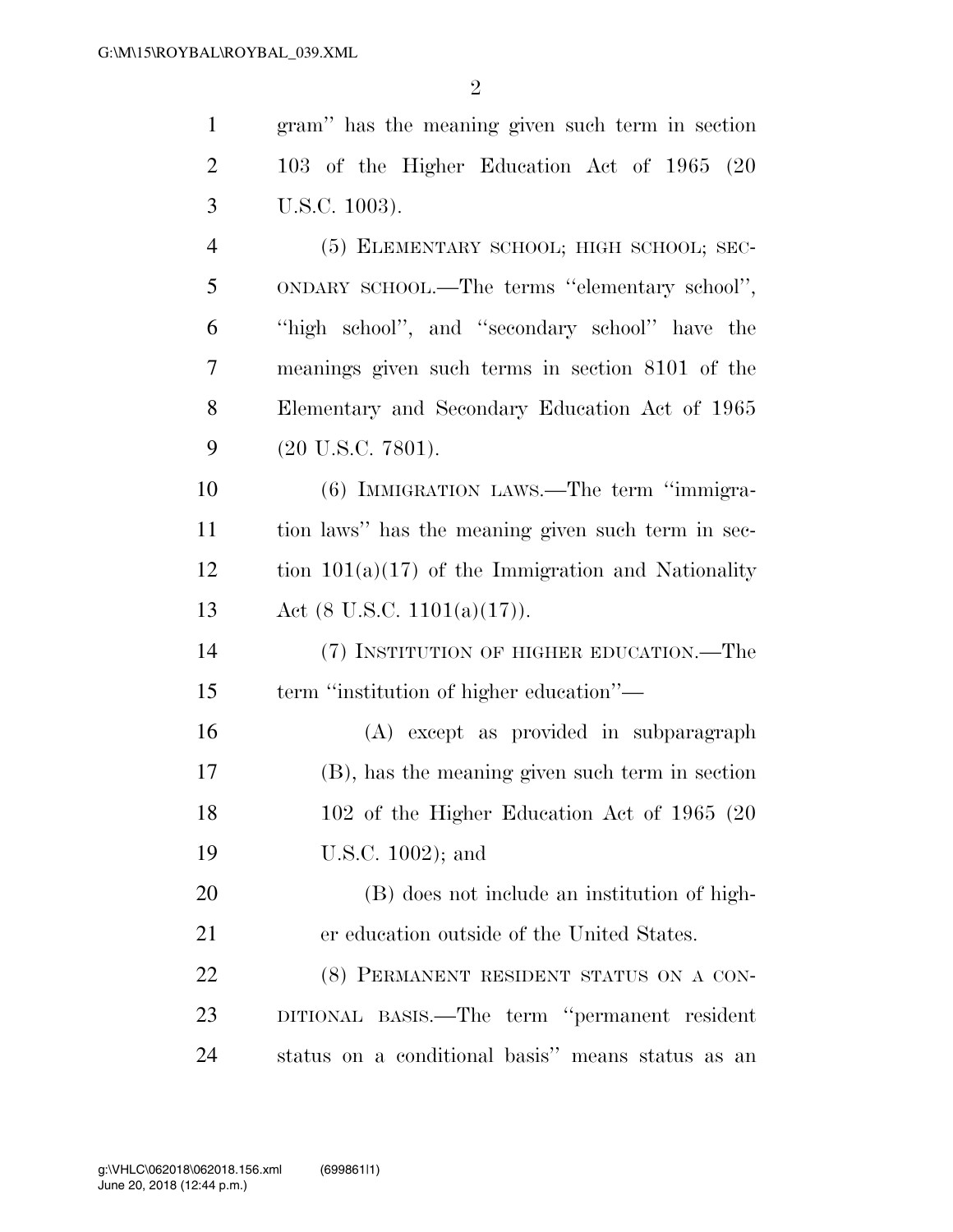gram'' has the meaning given such term in section 103 of the Higher Education Act of 1965 (20 U.S.C. 1003).

(5) ELEMENTARY SCHOOL; HIGH SCHOOL; SECONDARY SCHOOL.—The terms ''elementary school'', ''high school'', and ''secondary school'' have the meanings given such terms in section 8101 of the Elementary and Secondary Education Act of 1965 (20 U.S.C. 7801).

(6) IMMIGRATION LAWS.—The term ''immigration laws'' has the meaning given such term in section 101(a)(17) of the Immigration and Nationality Act (8 U.S.C. 1101(a)(17)).

(7) INSTITUTION OF HIGHER EDUCATION.—The term ''institution of higher education''—

(A) except as provided in subparagraph (B), has the meaning given such term in section 102 of the Higher Education Act of 1965 (20 U.S.C. 1002); and

(B) does not include an institution of higher education outside of the United States.

(8) PERMANENT RESIDENT STATUS ON A CONDITIONAL BASIS.—The term ''permanent resident status on a conditional basis'' means status as an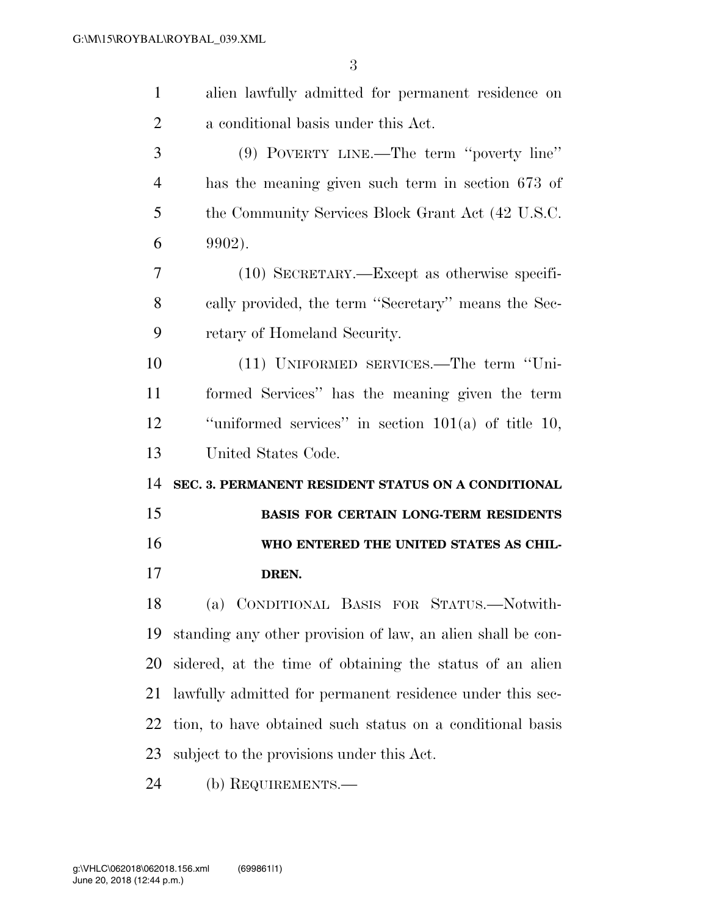alien lawfully admitted for permanent residence on a conditional basis under this Act.

(9) POVERTY LINE.—The term ''poverty line'' has the meaning given such term in section 673 of the Community Services Block Grant Act (42 U.S.C. 9902).

(10) SECRETARY.—Except as otherwise specifically provided, the term ''Secretary'' means the Secretary of Homeland Security.

(11) UNIFORMED SERVICES.—The term ''Uniformed Services'' has the meaning given the term ''uniformed services'' in section 101(a) of title 10, United States Code.

## SEC. 3. PERMANENT RESIDENT STATUS ON A CONDITIONAL BASIS FOR CERTAIN LONG-TERM RESIDENTS WHO ENTERED THE UNITED STATES AS CHILDREN.

(a) CONDITIONAL BASIS FOR STATUS.—Notwithstanding any other provision of law, an alien shall be considered, at the time of obtaining the status of an alien lawfully admitted for permanent residence under this section, to have obtained such status on a conditional basis subject to the provisions under this Act.

(b) REQUIREMENTS.—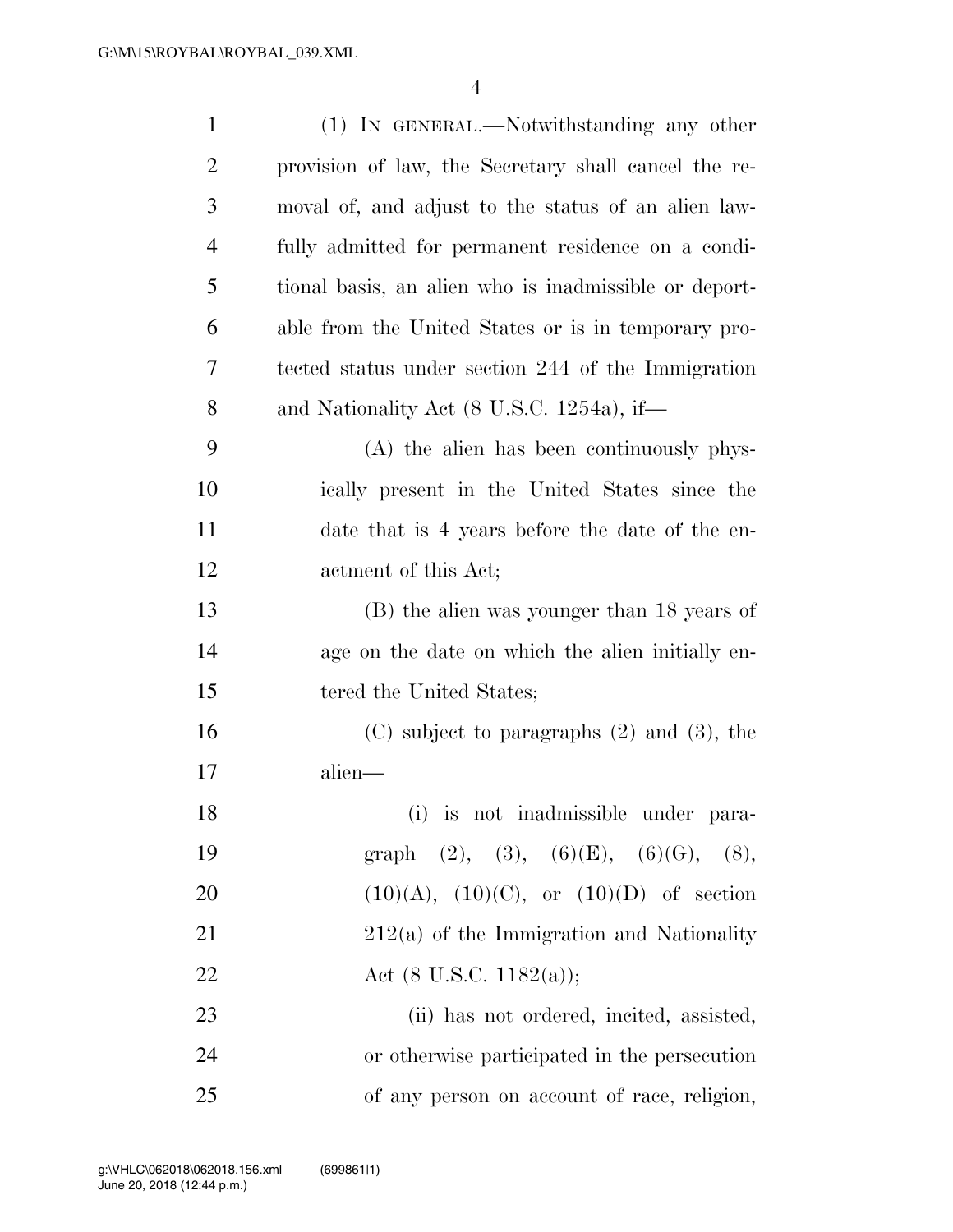(1) IN GENERAL.—Notwithstanding any other provision of law, the Secretary shall cancel the removal of, and adjust to the status of an alien lawfully admitted for permanent residence on a conditional basis, an alien who is inadmissible or deportable from the United States or is in temporary protected status under section 244 of the Immigration and Nationality Act (8 U.S.C. 1254a), if—

(A) the alien has been continuously physically present in the United States since the date that is 4 years before the date of the enactment of this Act;

(B) the alien was younger than 18 years of age on the date on which the alien initially entered the United States;

(C) subject to paragraphs (2) and (3), the alien—

(i) is not inadmissible under paragraph (2), (3), (6)(E), (6)(G), (8), (10)(A), (10)(C), or (10)(D) of section 212(a) of the Immigration and Nationality Act (8 U.S.C. 1182(a));

(ii) has not ordered, incited, assisted, or otherwise participated in the persecution of any person on account of race, religion,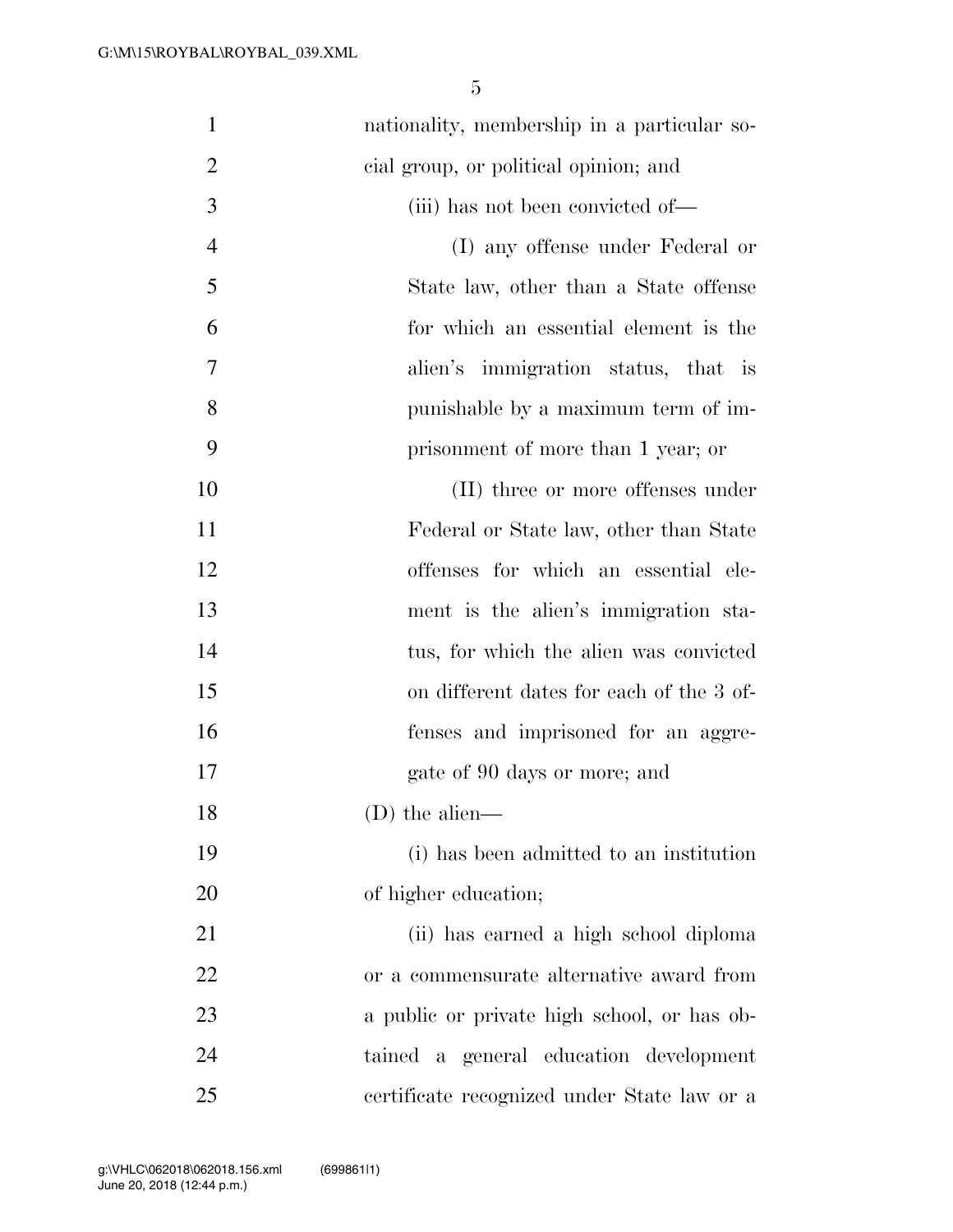nationality, membership in a particular social group, or political opinion; and

(iii) has not been convicted of—

(I) any offense under Federal or State law, other than a State offense for which an essential element is the alien's immigration status, that is punishable by a maximum term of imprisonment of more than 1 year; or

(II) three or more offenses under Federal or State law, other than State offenses for which an essential element is the alien's immigration status, for which the alien was convicted on different dates for each of the 3 offenses and imprisoned for an aggregate of 90 days or more; and

(D) the alien—

(i) has been admitted to an institution of higher education;

(ii) has earned a high school diploma or a commensurate alternative award from a public or private high school, or has obtained a general education development certificate recognized under State law or a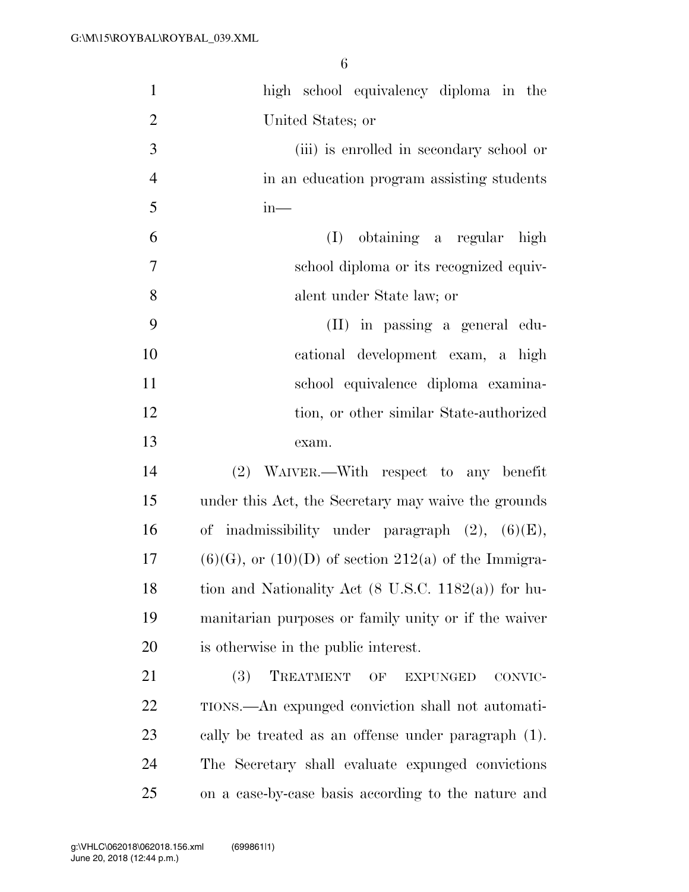high school equivalency diploma in the United States; or

(iii) is enrolled in secondary school or in an education program assisting students in—

(I) obtaining a regular high school diploma or its recognized equivalent under State law; or

(II) in passing a general educational development exam, a high school equivalence diploma examination, or other similar State-authorized exam.

(2) WAIVER.—With respect to any benefit under this Act, the Secretary may waive the grounds of inadmissibility under paragraph (2), (6)(E), (6)(G), or (10)(D) of section 212(a) of the Immigration and Nationality Act (8 U.S.C. 1182(a)) for humanitarian purposes or family unity or if the waiver is otherwise in the public interest.

(3) TREATMENT OF EXPUNGED CONVICTIONS.—An expunged conviction shall not automatically be treated as an offense under paragraph (1). The Secretary shall evaluate expunged convictions on a case-by-case basis according to the nature and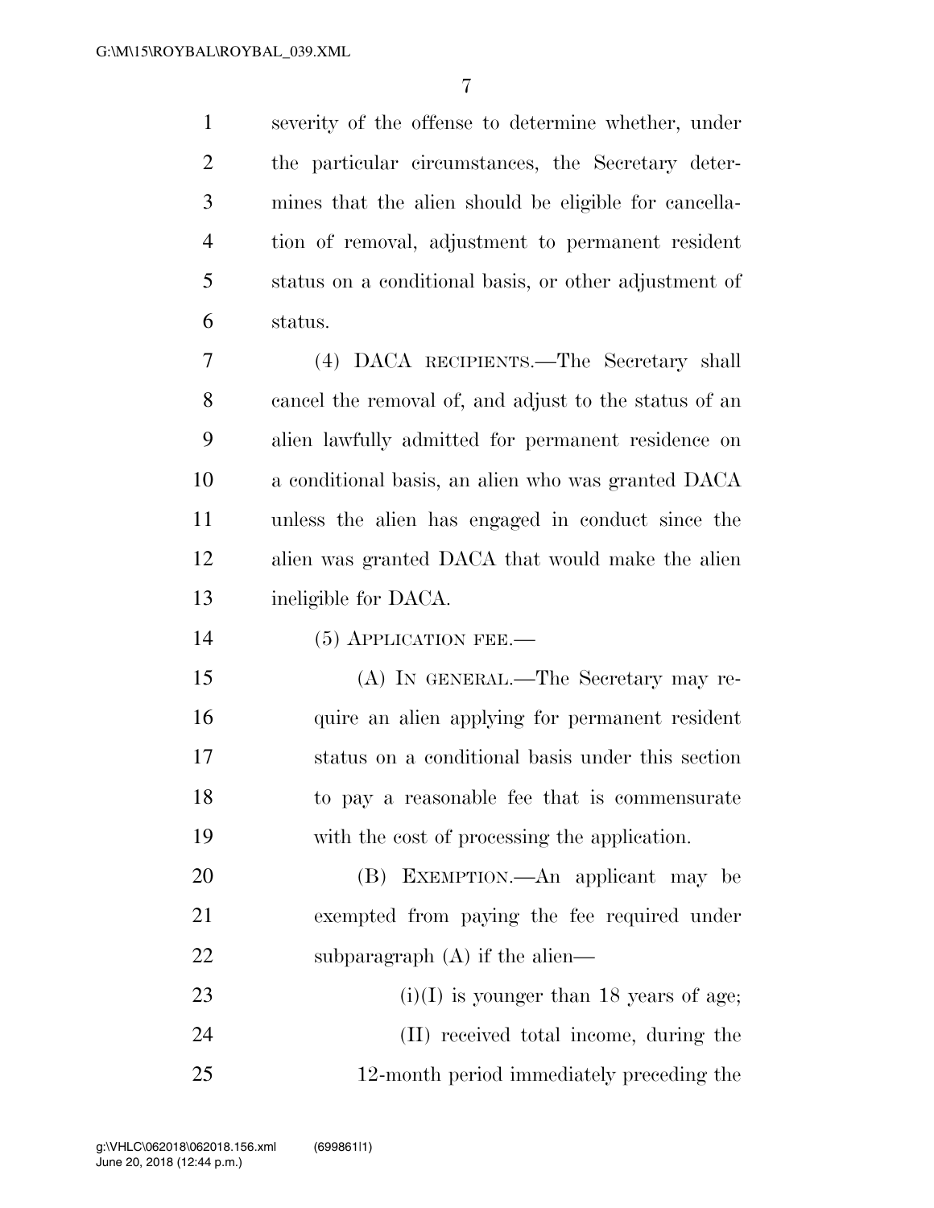severity of the offense to determine whether, under the particular circumstances, the Secretary determines that the alien should be eligible for cancellation of removal, adjustment to permanent resident status on a conditional basis, or other adjustment of status.

(4) DACA RECIPIENTS.—The Secretary shall cancel the removal of, and adjust to the status of an alien lawfully admitted for permanent residence on a conditional basis, an alien who was granted DACA unless the alien has engaged in conduct since the alien was granted DACA that would make the alien ineligible for DACA.

(5) APPLICATION FEE.—

(A) IN GENERAL.—The Secretary may require an alien applying for permanent resident status on a conditional basis under this section to pay a reasonable fee that is commensurate with the cost of processing the application.

(B) EXEMPTION.—An applicant may be exempted from paying the fee required under subparagraph (A) if the alien—

(i)(I) is younger than 18 years of age;

(II) received total income, during the 12-month period immediately preceding the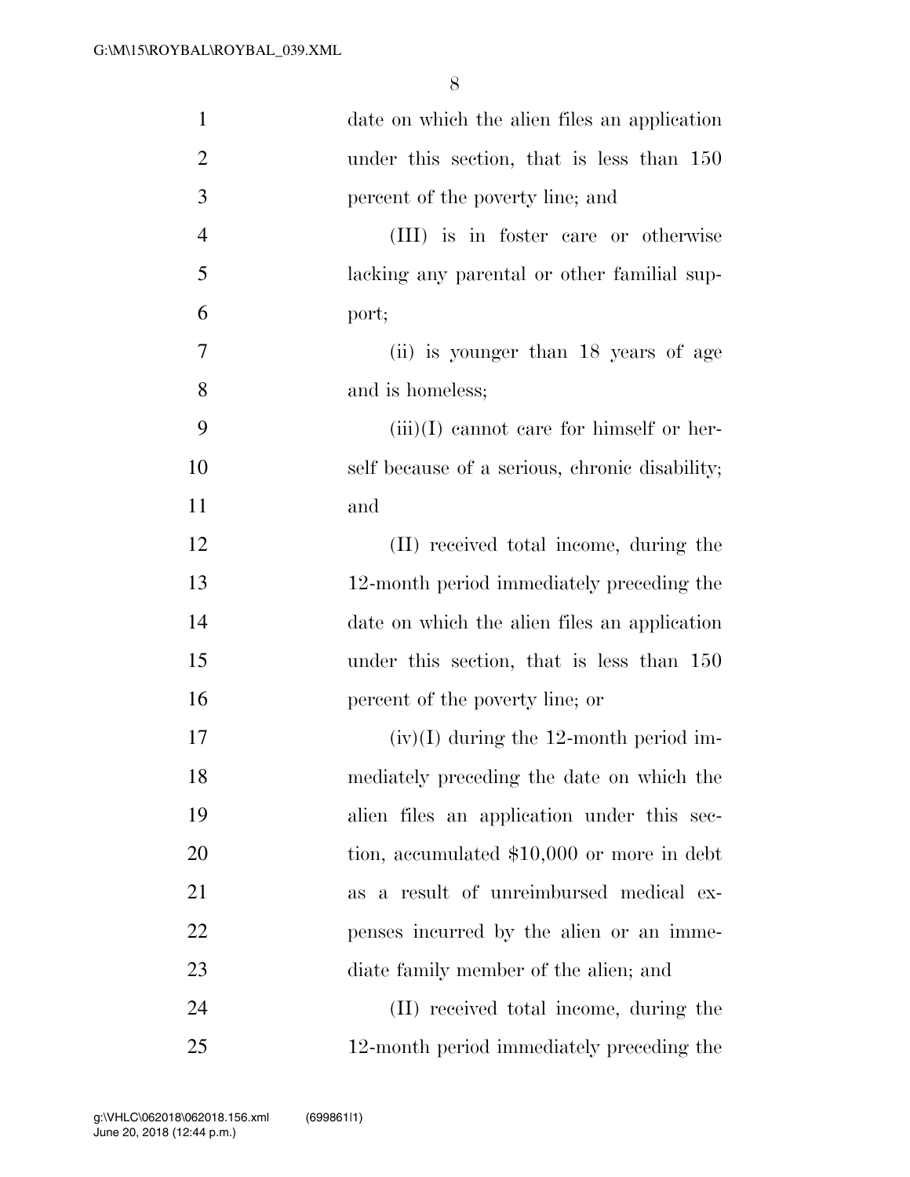date on which the alien files an application under this section, that is less than 150 percent of the poverty line; and

(III) is in foster care or otherwise lacking any parental or other familial support;

(ii) is younger than 18 years of age and is homeless;

(iii)(I) cannot care for himself or herself because of a serious, chronic disability; and

(II) received total income, during the 12-month period immediately preceding the date on which the alien files an application under this section, that is less than 150 percent of the poverty line; or

(iv)(I) during the 12-month period immediately preceding the date on which the alien files an application under this section, accumulated $10,000 or more in debt as a result of unreimbursed medical expenses incurred by the alien or an immediate family member of the alien; and

(II) received total income, during the 12-month period immediately preceding the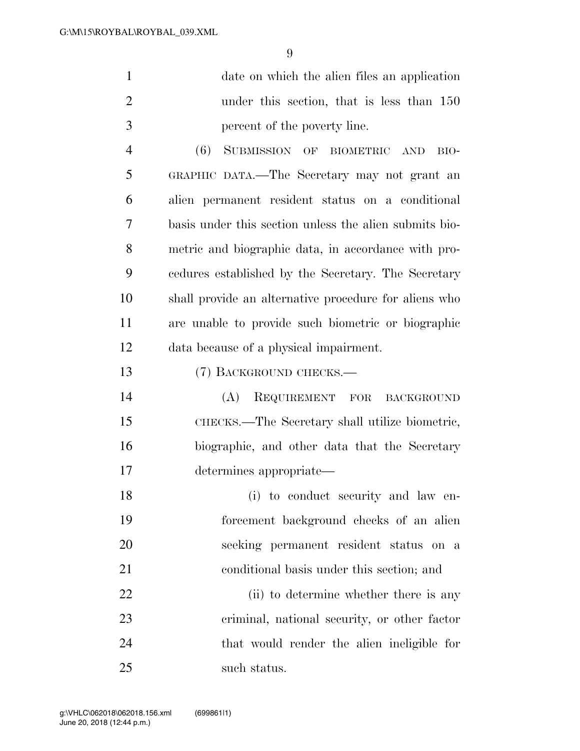date on which the alien files an application under this section, that is less than 150 percent of the poverty line.

(6) SUBMISSION OF BIOMETRIC AND BIOGRAPHIC DATA.—The Secretary may not grant an alien permanent resident status on a conditional basis under this section unless the alien submits biometric and biographic data, in accordance with procedures established by the Secretary. The Secretary shall provide an alternative procedure for aliens who are unable to provide such biometric or biographic data because of a physical impairment.

(7) BACKGROUND CHECKS.—

(A) REQUIREMENT FOR BACKGROUND CHECKS.—The Secretary shall utilize biometric, biographic, and other data that the Secretary determines appropriate—

(i) to conduct security and law enforcement background checks of an alien seeking permanent resident status on a conditional basis under this section; and

(ii) to determine whether there is any criminal, national security, or other factor that would render the alien ineligible for such status.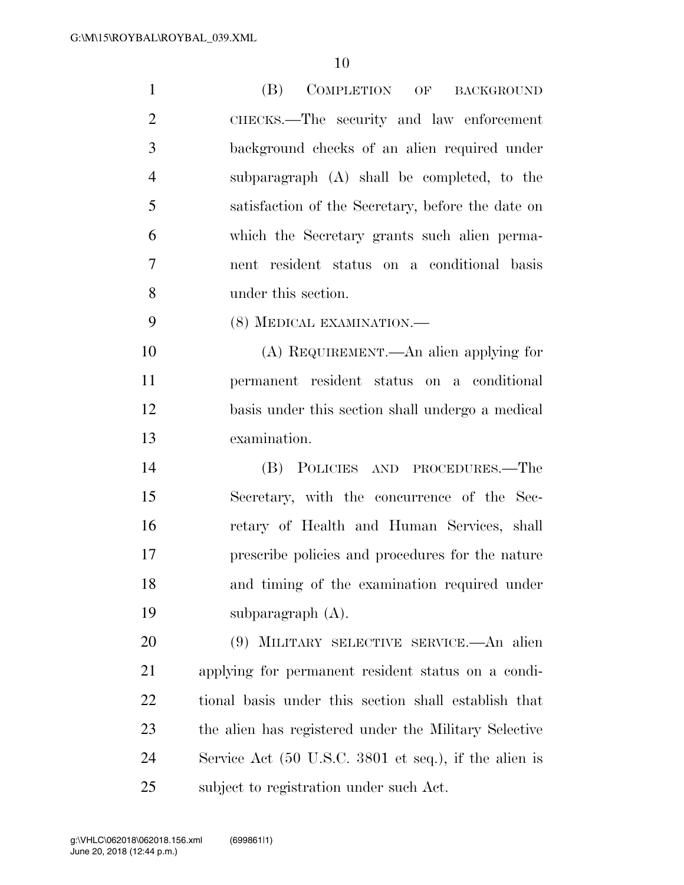(B) COMPLETION OF BACKGROUND CHECKS.—The security and law enforcement background checks of an alien required under subparagraph (A) shall be completed, to the satisfaction of the Secretary, before the date on which the Secretary grants such alien permanent resident status on a conditional basis under this section.

(8) MEDICAL EXAMINATION.—

(A) REQUIREMENT.—An alien applying for permanent resident status on a conditional basis under this section shall undergo a medical examination.

(B) POLICIES AND PROCEDURES.—The Secretary, with the concurrence of the Secretary of Health and Human Services, shall prescribe policies and procedures for the nature and timing of the examination required under subparagraph (A).

(9) MILITARY SELECTIVE SERVICE.—An alien applying for permanent resident status on a conditional basis under this section shall establish that the alien has registered under the Military Selective Service Act (50 U.S.C. 3801 et seq.), if the alien is subject to registration under such Act.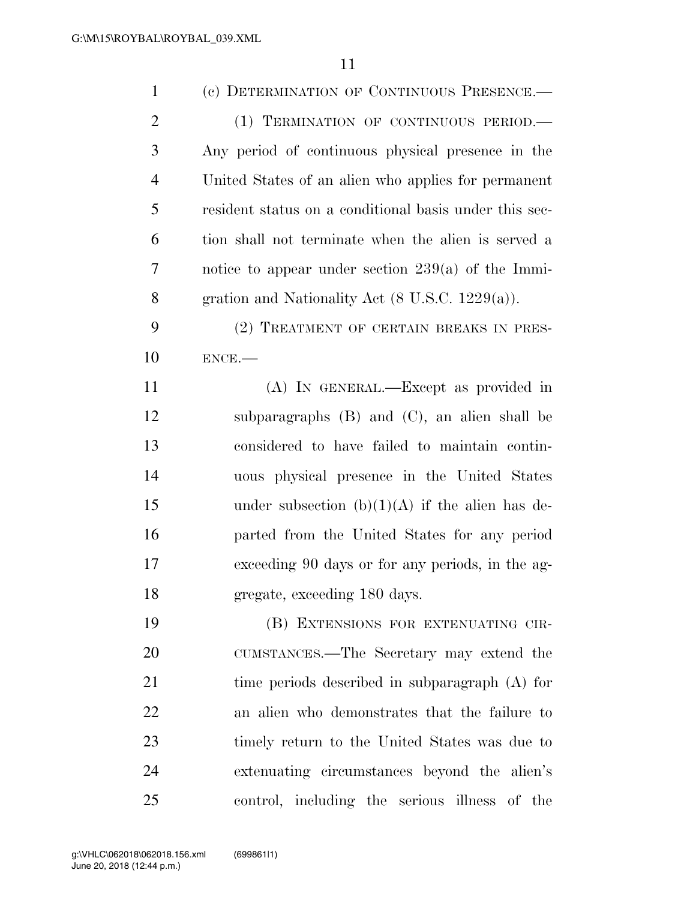(c) DETERMINATION OF CONTINUOUS PRESENCE.—

(1) TERMINATION OF CONTINUOUS PERIOD.—Any period of continuous physical presence in the United States of an alien who applies for permanent resident status on a conditional basis under this section shall not terminate when the alien is served a notice to appear under section 239(a) of the Immigration and Nationality Act (8 U.S.C. 1229(a)).

(2) TREATMENT OF CERTAIN BREAKS IN PRESENCE.—

(A) IN GENERAL.—Except as provided in subparagraphs (B) and (C), an alien shall be considered to have failed to maintain continuous physical presence in the United States under subsection (b)(1)(A) if the alien has departed from the United States for any period exceeding 90 days or for any periods, in the aggregate, exceeding 180 days.

(B) EXTENSIONS FOR EXTENUATING CIRCUMSTANCES.—The Secretary may extend the time periods described in subparagraph (A) for an alien who demonstrates that the failure to timely return to the United States was due to extenuating circumstances beyond the alien's control, including the serious illness of the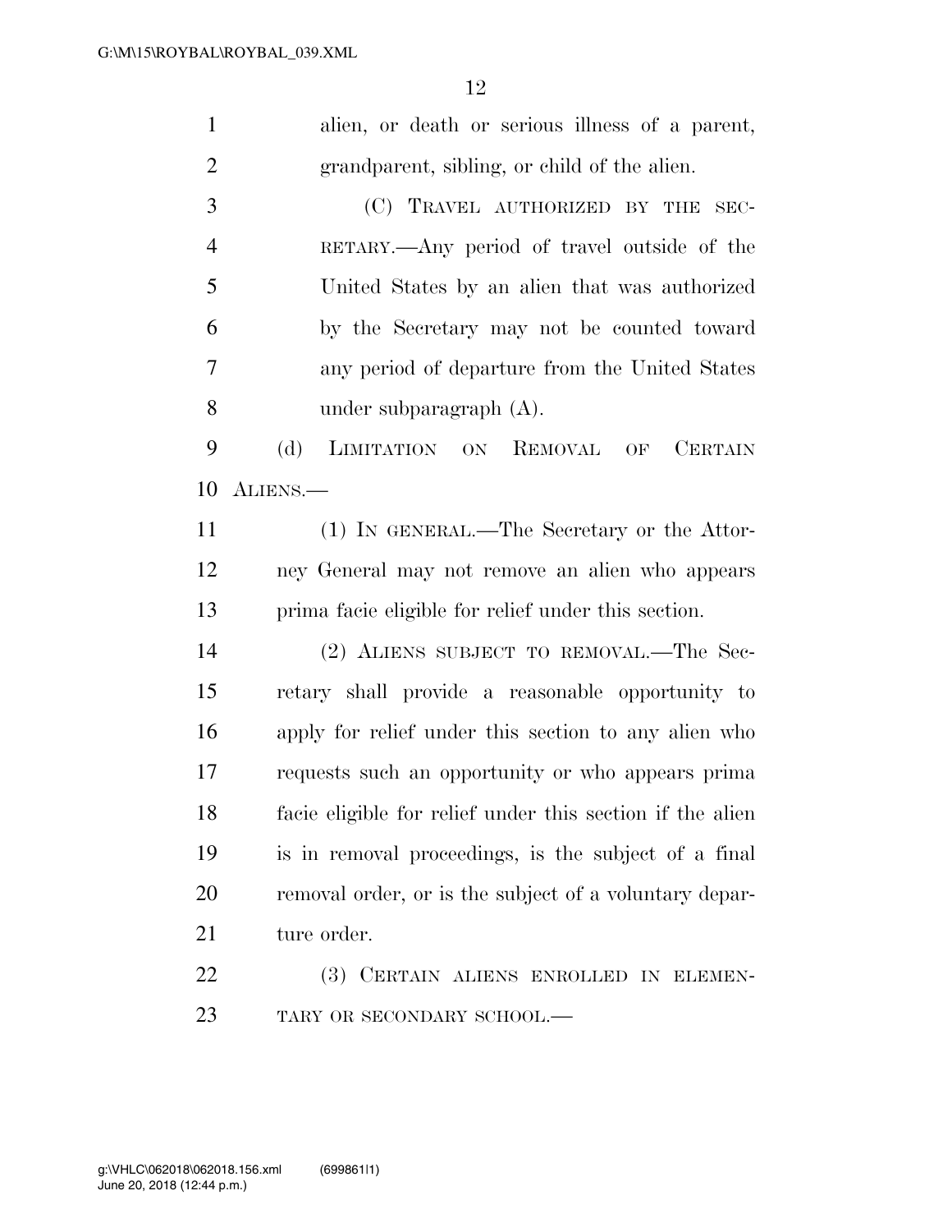alien, or death or serious illness of a parent, grandparent, sibling, or child of the alien.

(C) TRAVEL AUTHORIZED BY THE SECRETARY.—Any period of travel outside of the United States by an alien that was authorized by the Secretary may not be counted toward any period of departure from the United States under subparagraph (A).

(d) LIMITATION ON REMOVAL OF CERTAIN ALIENS.—

(1) IN GENERAL.—The Secretary or the Attorney General may not remove an alien who appears prima facie eligible for relief under this section.

(2) ALIENS SUBJECT TO REMOVAL.—The Secretary shall provide a reasonable opportunity to apply for relief under this section to any alien who requests such an opportunity or who appears prima facie eligible for relief under this section if the alien is in removal proceedings, is the subject of a final removal order, or is the subject of a voluntary departure order.

(3) CERTAIN ALIENS ENROLLED IN ELEMENTARY OR SECONDARY SCHOOL.—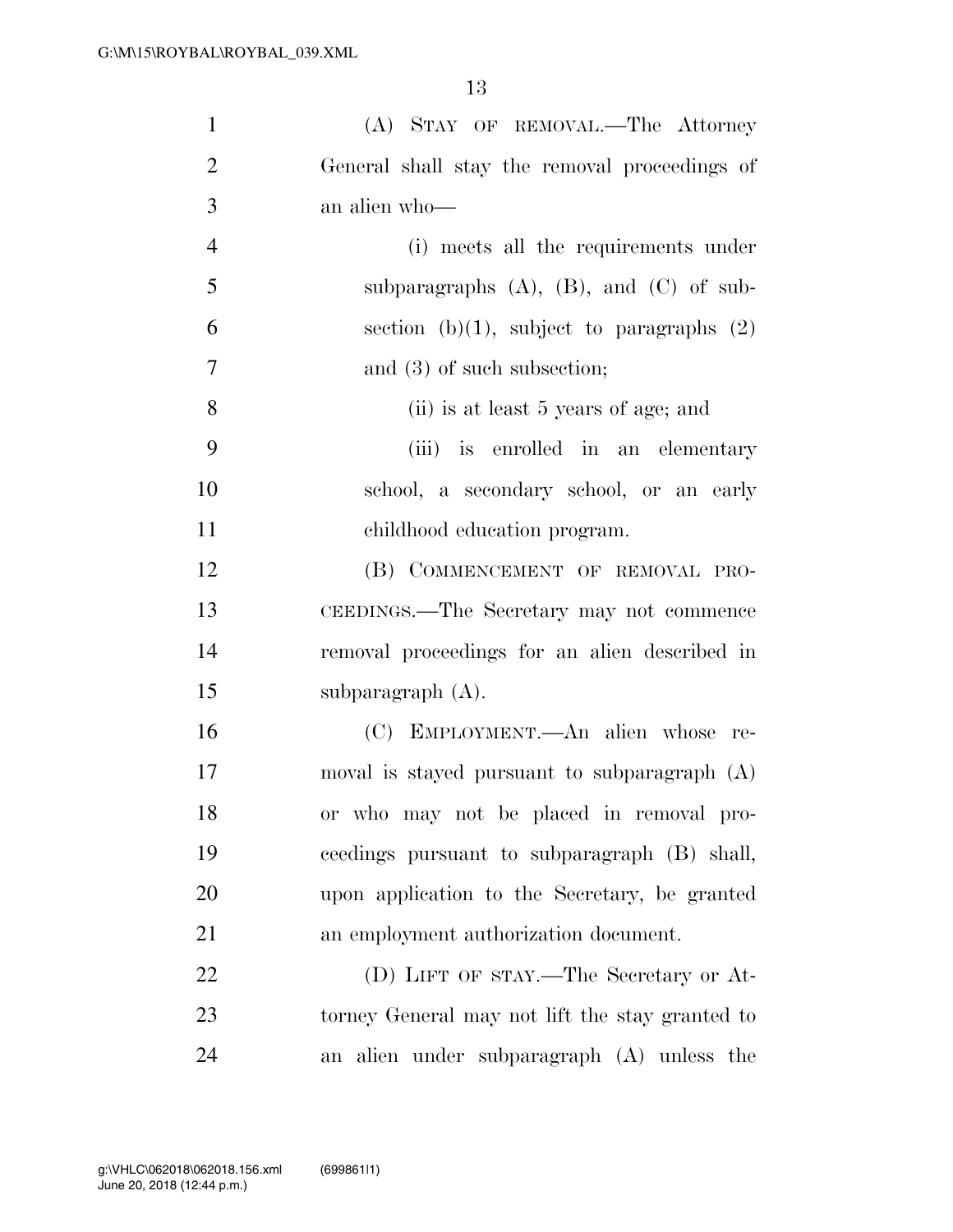(A) STAY OF REMOVAL.—The Attorney General shall stay the removal proceedings of an alien who—

(i) meets all the requirements under subparagraphs (A), (B), and (C) of subsection (b)(1), subject to paragraphs (2) and (3) of such subsection;

(ii) is at least 5 years of age; and

(iii) is enrolled in an elementary school, a secondary school, or an early childhood education program.

(B) COMMENCEMENT OF REMOVAL PROCEEDINGS.—The Secretary may not commence removal proceedings for an alien described in subparagraph (A).

(C) EMPLOYMENT.—An alien whose removal is stayed pursuant to subparagraph (A) or who may not be placed in removal proceedings pursuant to subparagraph (B) shall, upon application to the Secretary, be granted an employment authorization document.

(D) LIFT OF STAY.—The Secretary or Attorney General may not lift the stay granted to an alien under subparagraph (A) unless the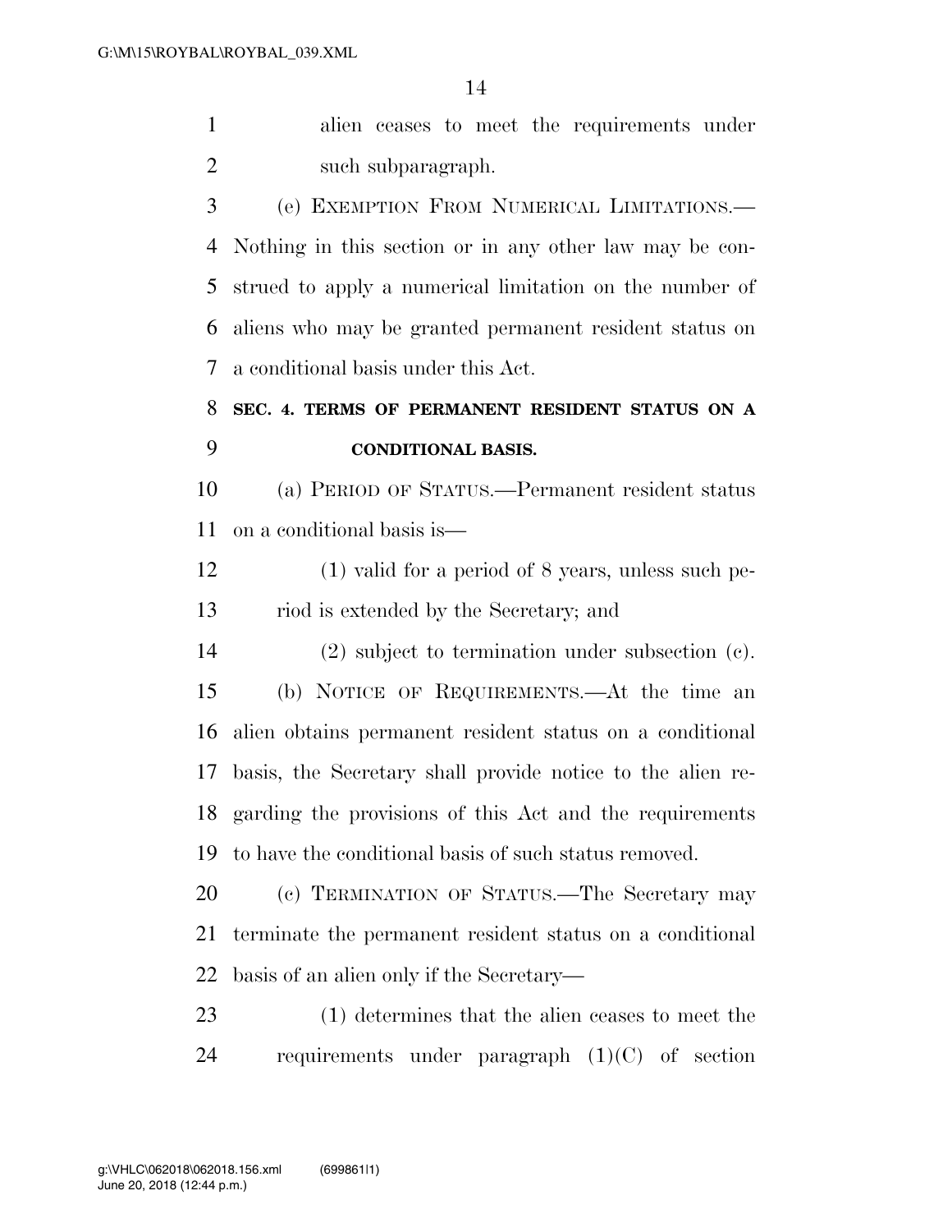alien ceases to meet the requirements under such subparagraph.

(e) EXEMPTION FROM NUMERICAL LIMITATIONS.—Nothing in this section or in any other law may be construed to apply a numerical limitation on the number of aliens who may be granted permanent resident status on a conditional basis under this Act.

## SEC. 4. TERMS OF PERMANENT RESIDENT STATUS ON A CONDITIONAL BASIS.

(a) PERIOD OF STATUS.—Permanent resident status on a conditional basis is—

(1) valid for a period of 8 years, unless such period is extended by the Secretary; and

(2) subject to termination under subsection (c).

(b) NOTICE OF REQUIREMENTS.—At the time an alien obtains permanent resident status on a conditional basis, the Secretary shall provide notice to the alien regarding the provisions of this Act and the requirements to have the conditional basis of such status removed.

(c) TERMINATION OF STATUS.—The Secretary may terminate the permanent resident status on a conditional basis of an alien only if the Secretary—

(1) determines that the alien ceases to meet the requirements under paragraph (1)(C) of section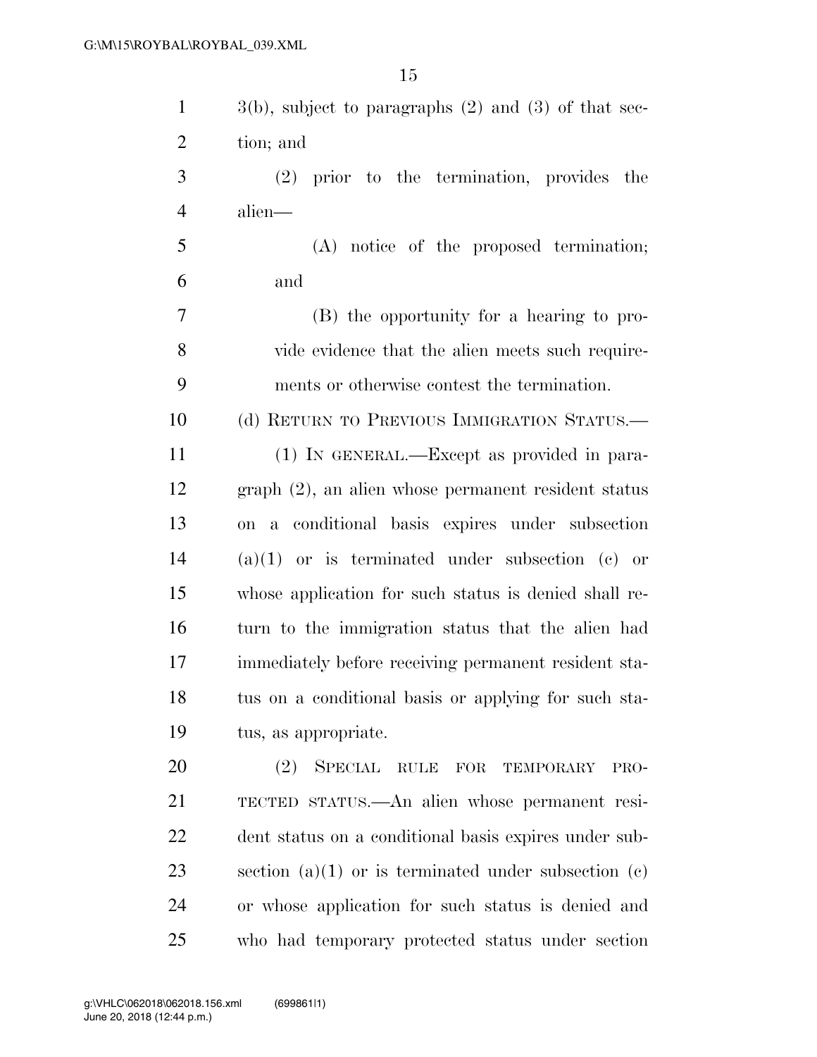3(b), subject to paragraphs (2) and (3) of that section; and

(2) prior to the termination, provides the alien—

(A) notice of the proposed termination; and

(B) the opportunity for a hearing to provide evidence that the alien meets such requirements or otherwise contest the termination.

(d) RETURN TO PREVIOUS IMMIGRATION STATUS.—

(1) IN GENERAL.—Except as provided in paragraph (2), an alien whose permanent resident status on a conditional basis expires under subsection (a)(1) or is terminated under subsection (c) or whose application for such status is denied shall return to the immigration status that the alien had immediately before receiving permanent resident status on a conditional basis or applying for such status, as appropriate.

(2) SPECIAL RULE FOR TEMPORARY PROTECTED STATUS.—An alien whose permanent resident status on a conditional basis expires under subsection (a)(1) or is terminated under subsection (c) or whose application for such status is denied and who had temporary protected status under section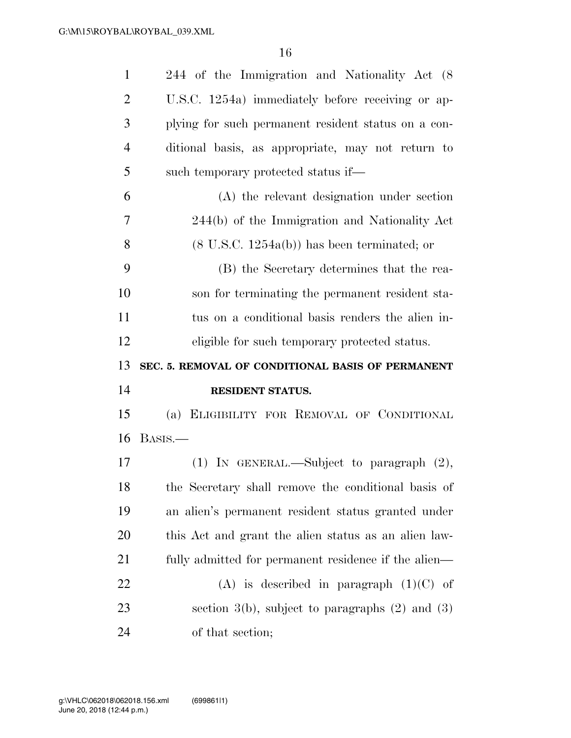244 of the Immigration and Nationality Act (8 U.S.C. 1254a) immediately before receiving or applying for such permanent resident status on a conditional basis, as appropriate, may not return to such temporary protected status if—

(A) the relevant designation under section 244(b) of the Immigration and Nationality Act (8 U.S.C. 1254a(b)) has been terminated; or

(B) the Secretary determines that the reason for terminating the permanent resident status on a conditional basis renders the alien ineligible for such temporary protected status.

## SEC. 5. REMOVAL OF CONDITIONAL BASIS OF PERMANENT RESIDENT STATUS.

(a) ELIGIBILITY FOR REMOVAL OF CONDITIONAL BASIS.—

(1) IN GENERAL.—Subject to paragraph (2), the Secretary shall remove the conditional basis of an alien's permanent resident status granted under this Act and grant the alien status as an alien lawfully admitted for permanent residence if the alien—

(A) is described in paragraph (1)(C) of section 3(b), subject to paragraphs (2) and (3) of that section;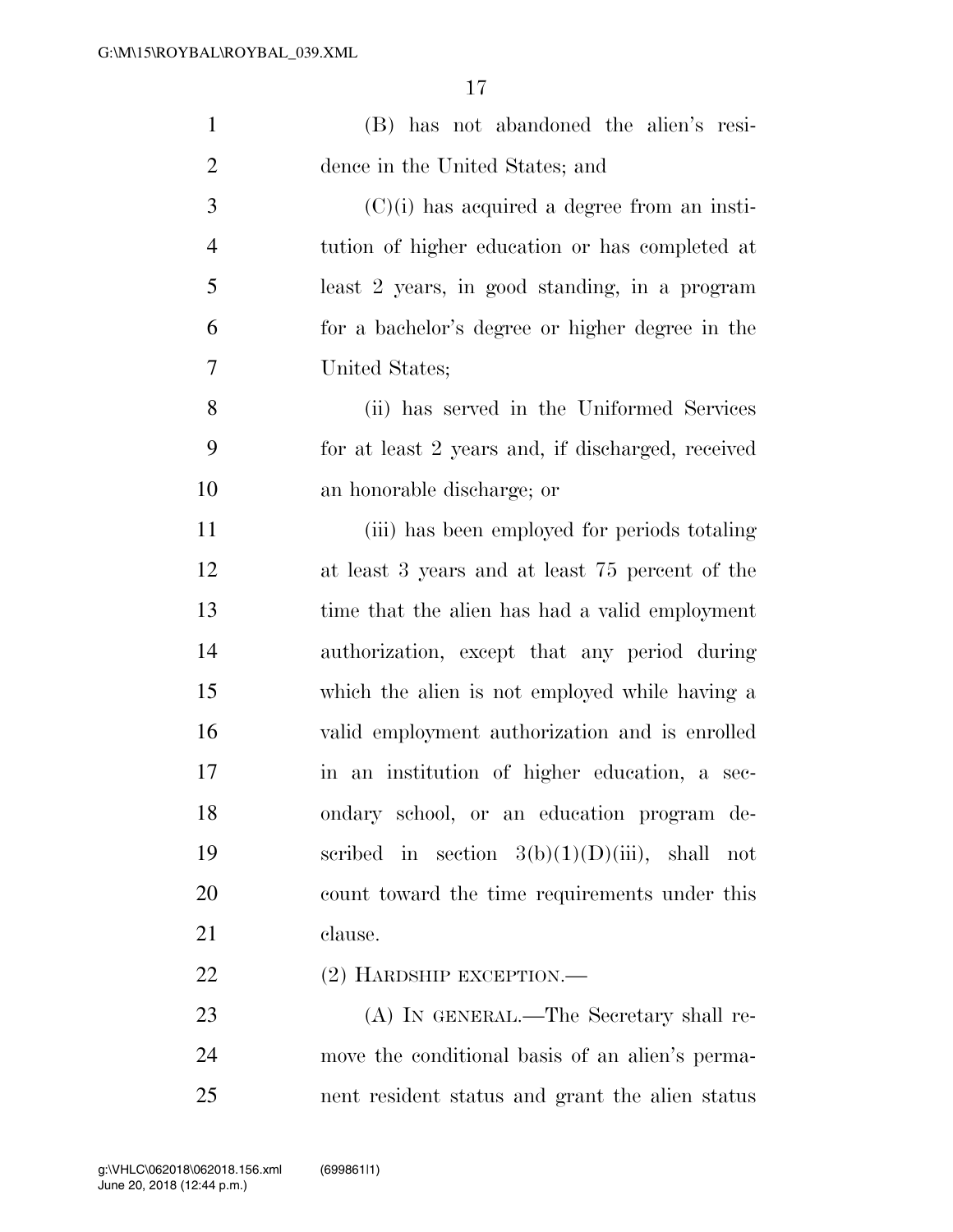(B) has not abandoned the alien's residence in the United States; and

(C)(i) has acquired a degree from an institution of higher education or has completed at least 2 years, in good standing, in a program for a bachelor's degree or higher degree in the United States;

(ii) has served in the Uniformed Services for at least 2 years and, if discharged, received an honorable discharge; or

(iii) has been employed for periods totaling at least 3 years and at least 75 percent of the time that the alien has had a valid employment authorization, except that any period during which the alien is not employed while having a valid employment authorization and is enrolled in an institution of higher education, a secondary school, or an education program described in section 3(b)(1)(D)(iii), shall not count toward the time requirements under this clause.

(2) HARDSHIP EXCEPTION.—

(A) IN GENERAL.—The Secretary shall remove the conditional basis of an alien's permanent resident status and grant the alien status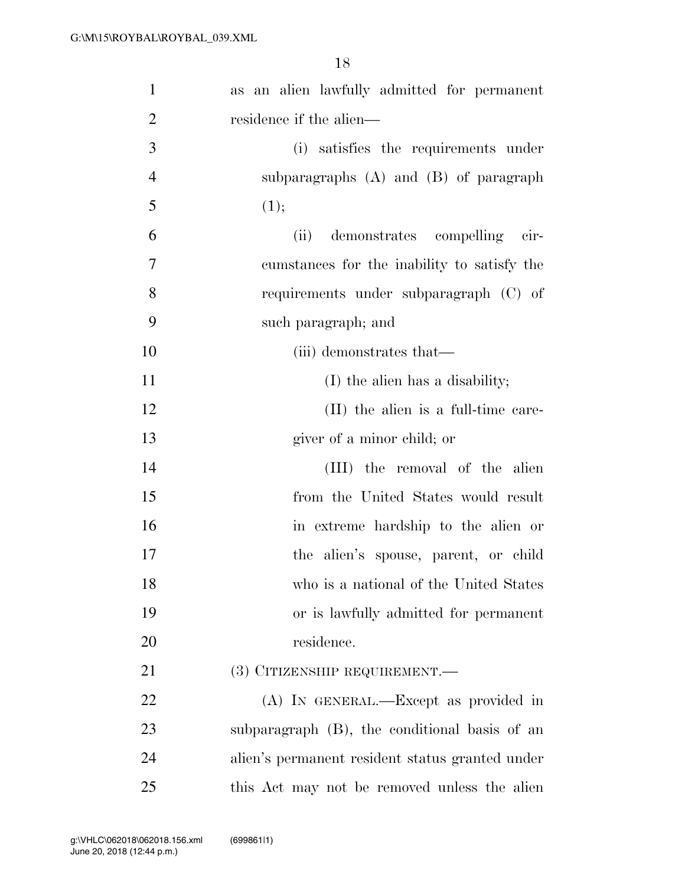as an alien lawfully admitted for permanent residence if the alien—

(i) satisfies the requirements under subparagraphs (A) and (B) of paragraph (1);

(ii) demonstrates compelling circumstances for the inability to satisfy the requirements under subparagraph (C) of such paragraph; and

(iii) demonstrates that—

(I) the alien has a disability;

(II) the alien is a full-time caregiver of a minor child; or

(III) the removal of the alien from the United States would result in extreme hardship to the alien or the alien's spouse, parent, or child who is a national of the United States or is lawfully admitted for permanent residence.

(3) CITIZENSHIP REQUIREMENT.—

(A) IN GENERAL.—Except as provided in subparagraph (B), the conditional basis of an alien's permanent resident status granted under this Act may not be removed unless the alien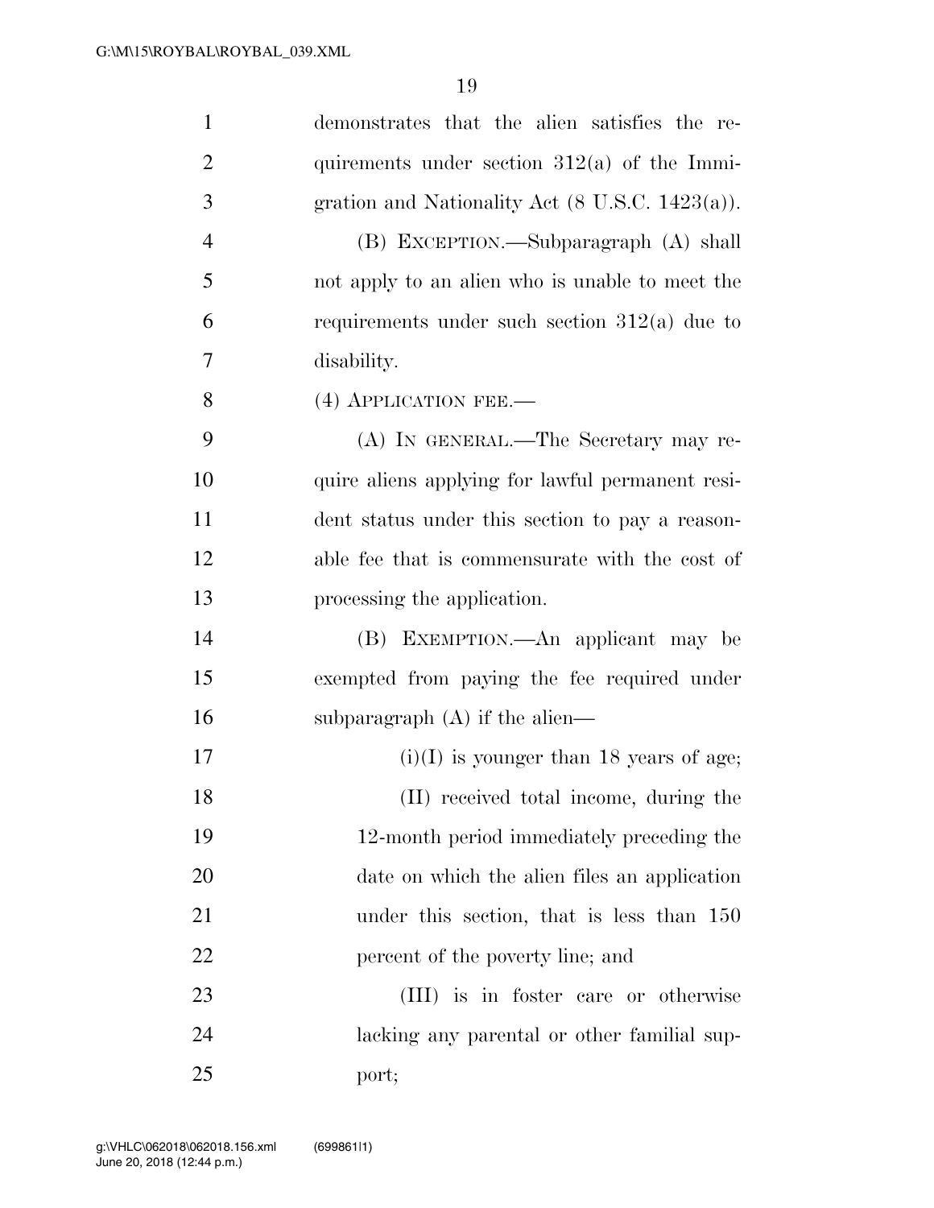demonstrates that the alien satisfies the requirements under section 312(a) of the Immigration and Nationality Act (8 U.S.C. 1423(a)).

(B) EXCEPTION.—Subparagraph (A) shall not apply to an alien who is unable to meet the requirements under such section 312(a) due to disability.

(4) APPLICATION FEE.—

(A) IN GENERAL.—The Secretary may require aliens applying for lawful permanent resident status under this section to pay a reasonable fee that is commensurate with the cost of processing the application.

(B) EXEMPTION.—An applicant may be exempted from paying the fee required under subparagraph (A) if the alien—

(i)(I) is younger than 18 years of age;

(II) received total income, during the 12-month period immediately preceding the date on which the alien files an application under this section, that is less than 150 percent of the poverty line; and

(III) is in foster care or otherwise lacking any parental or other familial support;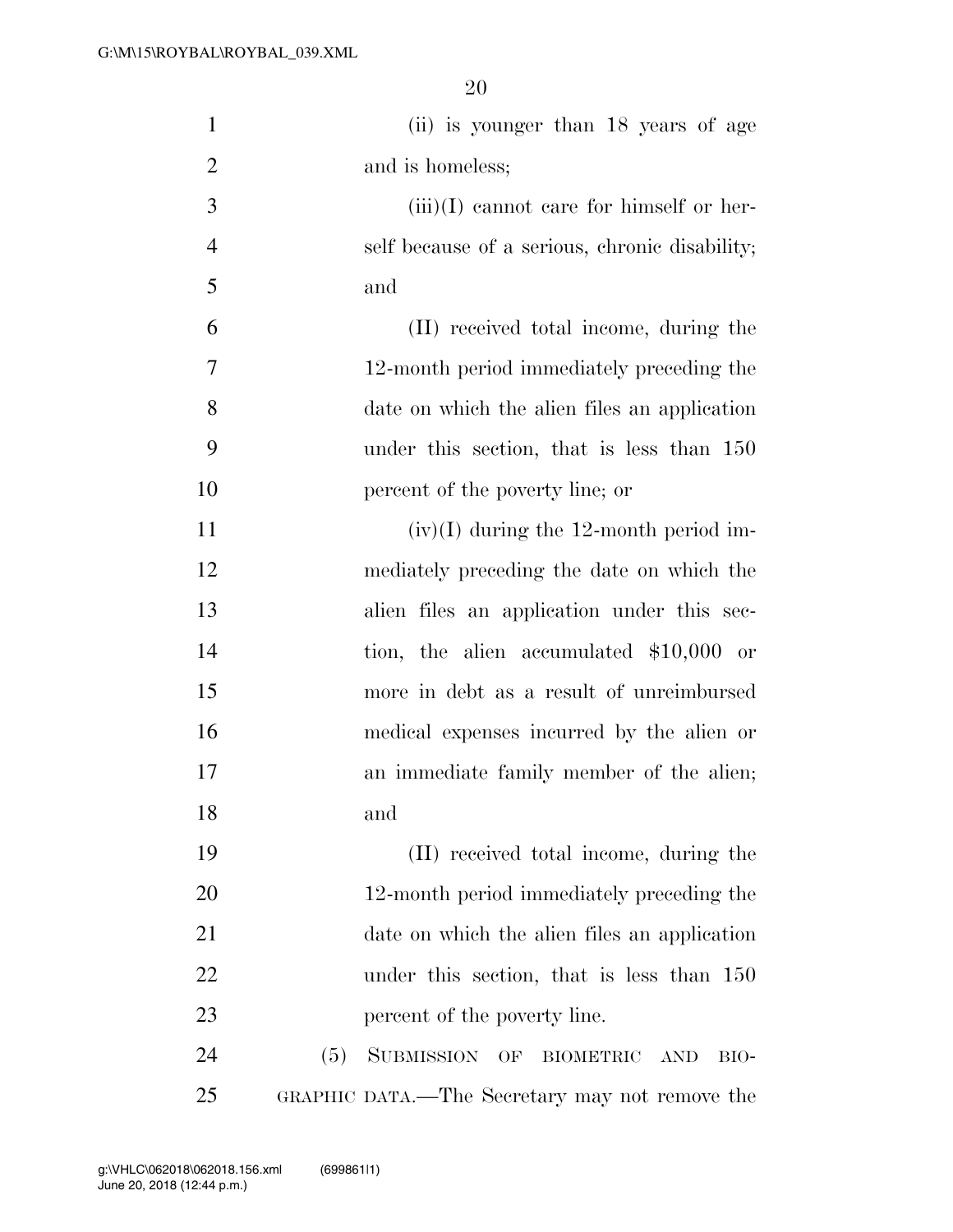(ii) is younger than 18 years of age and is homeless;

(iii)(I) cannot care for himself or herself because of a serious, chronic disability; and

(II) received total income, during the 12-month period immediately preceding the date on which the alien files an application under this section, that is less than 150 percent of the poverty line; or

(iv)(I) during the 12-month period immediately preceding the date on which the alien files an application under this section, the alien accumulated $10,000 or more in debt as a result of unreimbursed medical expenses incurred by the alien or an immediate family member of the alien; and

(II) received total income, during the 12-month period immediately preceding the date on which the alien files an application under this section, that is less than 150 percent of the poverty line.

(5) SUBMISSION OF BIOMETRIC AND BIOGRAPHIC DATA.—The Secretary may not remove the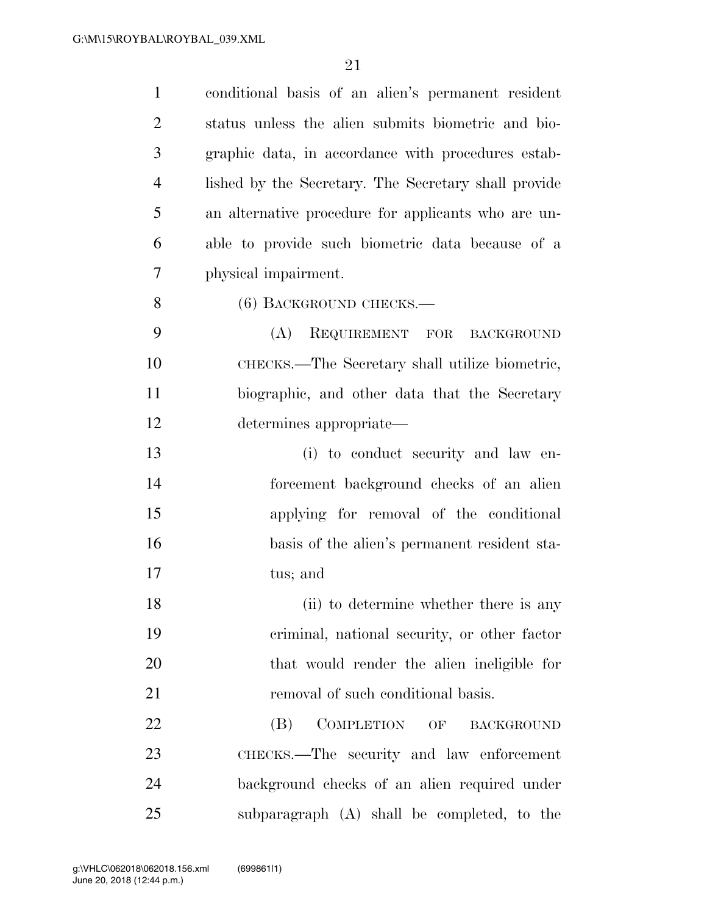conditional basis of an alien's permanent resident status unless the alien submits biometric and biographic data, in accordance with procedures established by the Secretary. The Secretary shall provide an alternative procedure for applicants who are unable to provide such biometric data because of a physical impairment.

(6) BACKGROUND CHECKS.—

(A) REQUIREMENT FOR BACKGROUND CHECKS.—The Secretary shall utilize biometric, biographic, and other data that the Secretary determines appropriate—

(i) to conduct security and law enforcement background checks of an alien applying for removal of the conditional basis of the alien's permanent resident status; and

(ii) to determine whether there is any criminal, national security, or other factor that would render the alien ineligible for removal of such conditional basis.

(B) COMPLETION OF BACKGROUND CHECKS.—The security and law enforcement background checks of an alien required under subparagraph (A) shall be completed, to the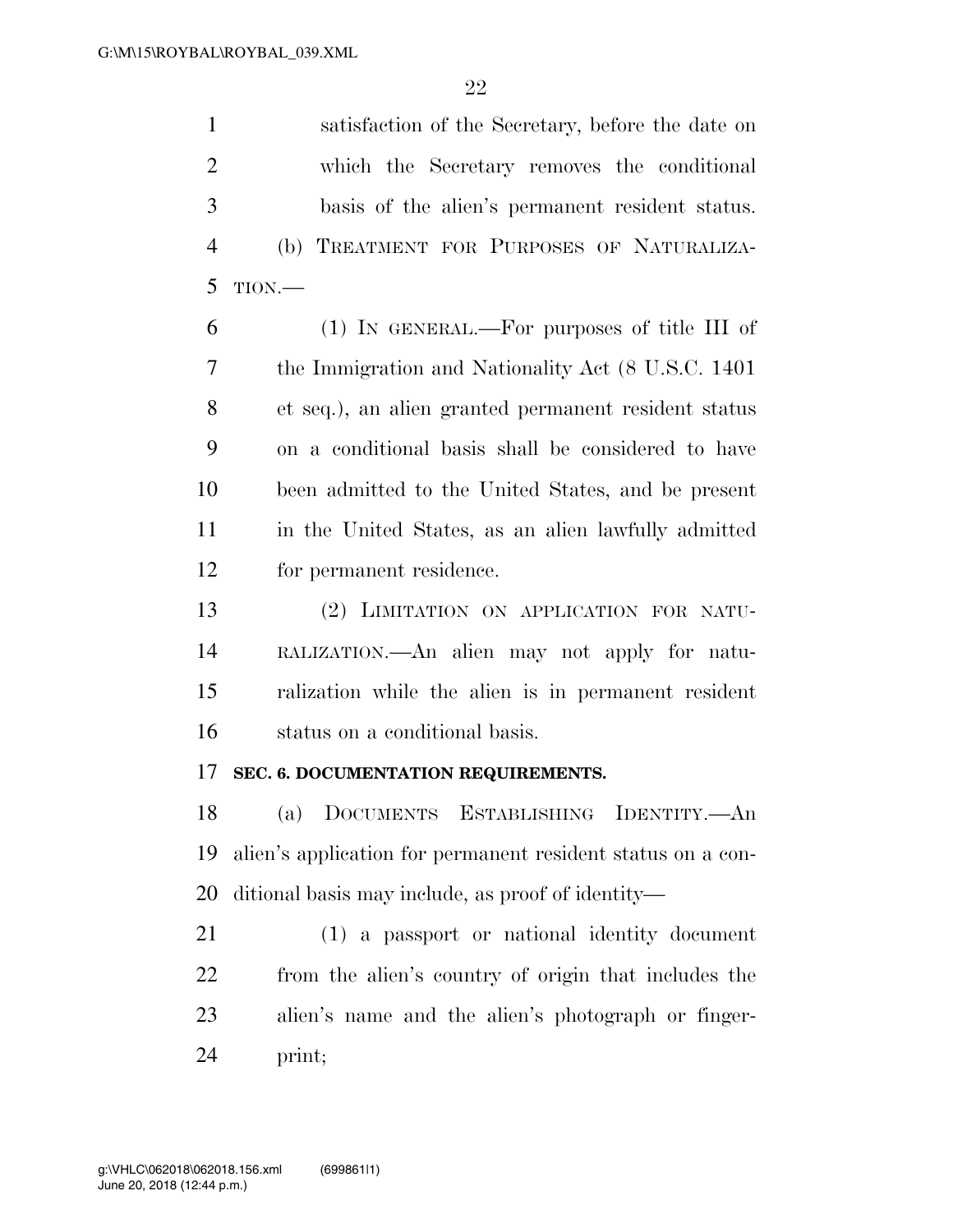satisfaction of the Secretary, before the date on which the Secretary removes the conditional basis of the alien's permanent resident status.

(b) TREATMENT FOR PURPOSES OF NATURALIZATION.—

(1) IN GENERAL.—For purposes of title III of the Immigration and Nationality Act (8 U.S.C. 1401 et seq.), an alien granted permanent resident status on a conditional basis shall be considered to have been admitted to the United States, and be present in the United States, as an alien lawfully admitted for permanent residence.

(2) LIMITATION ON APPLICATION FOR NATURALIZATION.—An alien may not apply for naturalization while the alien is in permanent resident status on a conditional basis.

**SEC. 6. DOCUMENTATION REQUIREMENTS.**

(a) DOCUMENTS ESTABLISHING IDENTITY.—An alien's application for permanent resident status on a conditional basis may include, as proof of identity—

(1) a passport or national identity document from the alien's country of origin that includes the alien's name and the alien's photograph or fingerprint;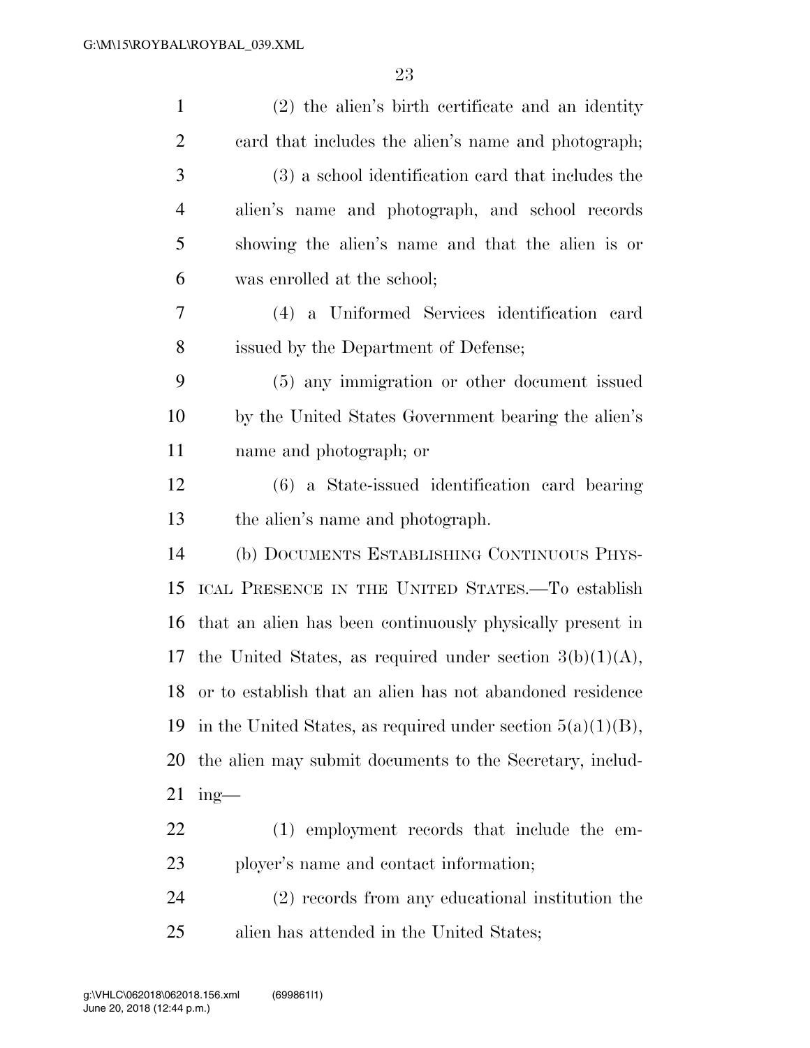(2) the alien's birth certificate and an identity card that includes the alien's name and photograph;

(3) a school identification card that includes the alien's name and photograph, and school records showing the alien's name and that the alien is or was enrolled at the school;

(4) a Uniformed Services identification card issued by the Department of Defense;

(5) any immigration or other document issued by the United States Government bearing the alien's name and photograph; or

(6) a State-issued identification card bearing the alien's name and photograph.

(b) Documents Establishing Continuous Physical Presence in the United States.—To establish that an alien has been continuously physically present in the United States, as required under section 3(b)(1)(A), or to establish that an alien has not abandoned residence in the United States, as required under section 5(a)(1)(B), the alien may submit documents to the Secretary, including—

(1) employment records that include the employer's name and contact information;

(2) records from any educational institution the alien has attended in the United States;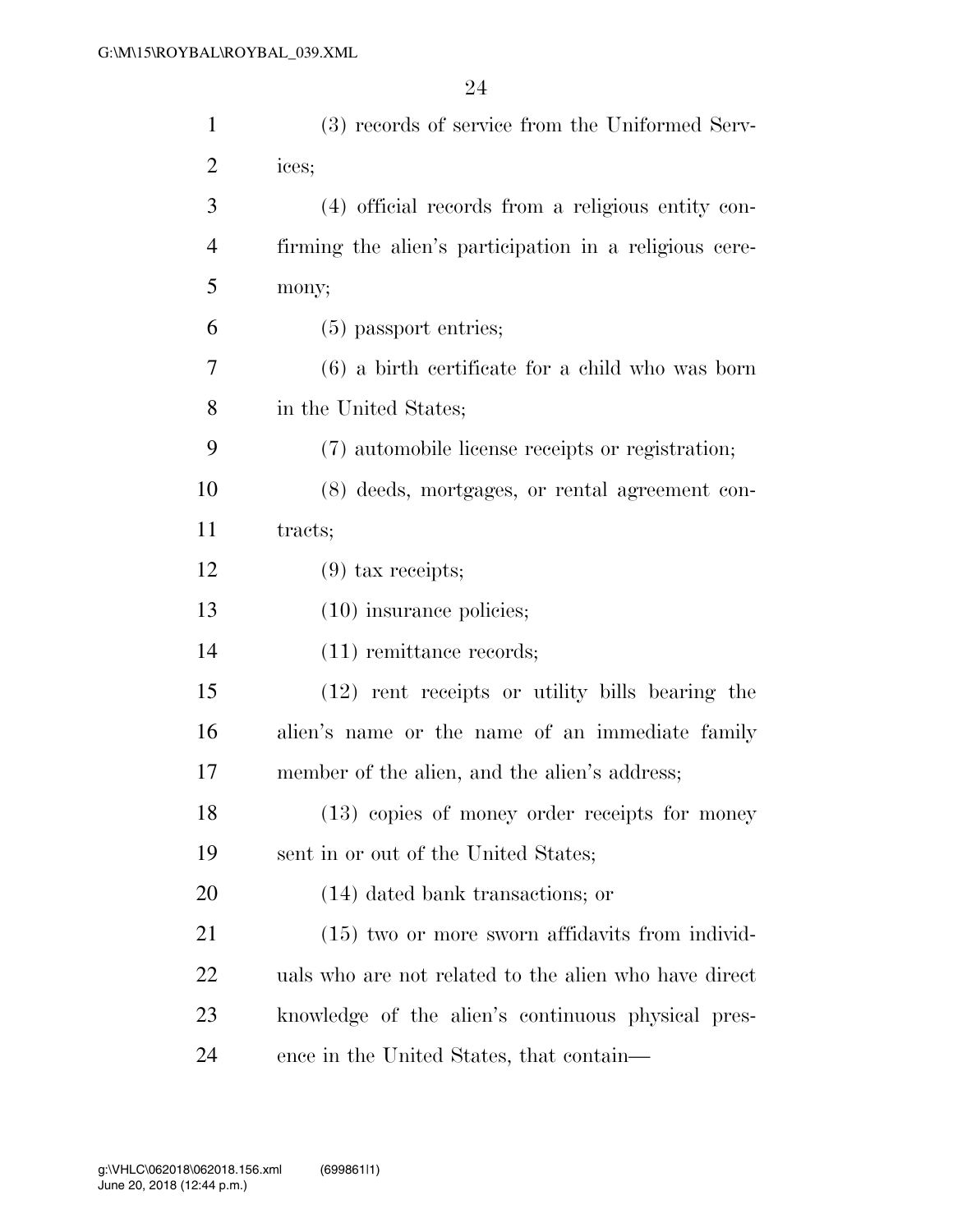(3) records of service from the Uniformed Services;

(4) official records from a religious entity confirming the alien's participation in a religious ceremony;

(5) passport entries;

(6) a birth certificate for a child who was born in the United States;

(7) automobile license receipts or registration;

(8) deeds, mortgages, or rental agreement contracts;

(9) tax receipts;

(10) insurance policies;

(11) remittance records;

(12) rent receipts or utility bills bearing the alien's name or the name of an immediate family member of the alien, and the alien's address;

(13) copies of money order receipts for money sent in or out of the United States;

(14) dated bank transactions; or

(15) two or more sworn affidavits from individuals who are not related to the alien who have direct knowledge of the alien's continuous physical presence in the United States, that contain—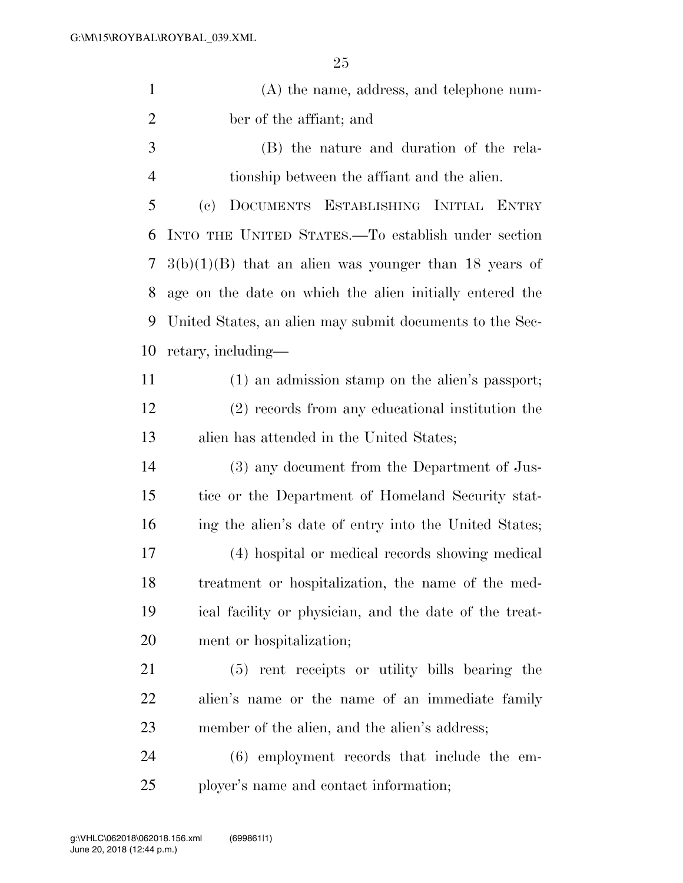(A) the name, address, and telephone number of the affiant; and

(B) the nature and duration of the relationship between the affiant and the alien.

(c) DOCUMENTS ESTABLISHING INITIAL ENTRY INTO THE UNITED STATES.—To establish under section 3(b)(1)(B) that an alien was younger than 18 years of age on the date on which the alien initially entered the United States, an alien may submit documents to the Secretary, including—

(1) an admission stamp on the alien's passport;

(2) records from any educational institution the alien has attended in the United States;

(3) any document from the Department of Justice or the Department of Homeland Security stating the alien's date of entry into the United States;

(4) hospital or medical records showing medical treatment or hospitalization, the name of the medical facility or physician, and the date of the treatment or hospitalization;

(5) rent receipts or utility bills bearing the alien's name or the name of an immediate family member of the alien, and the alien's address;

(6) employment records that include the employer's name and contact information;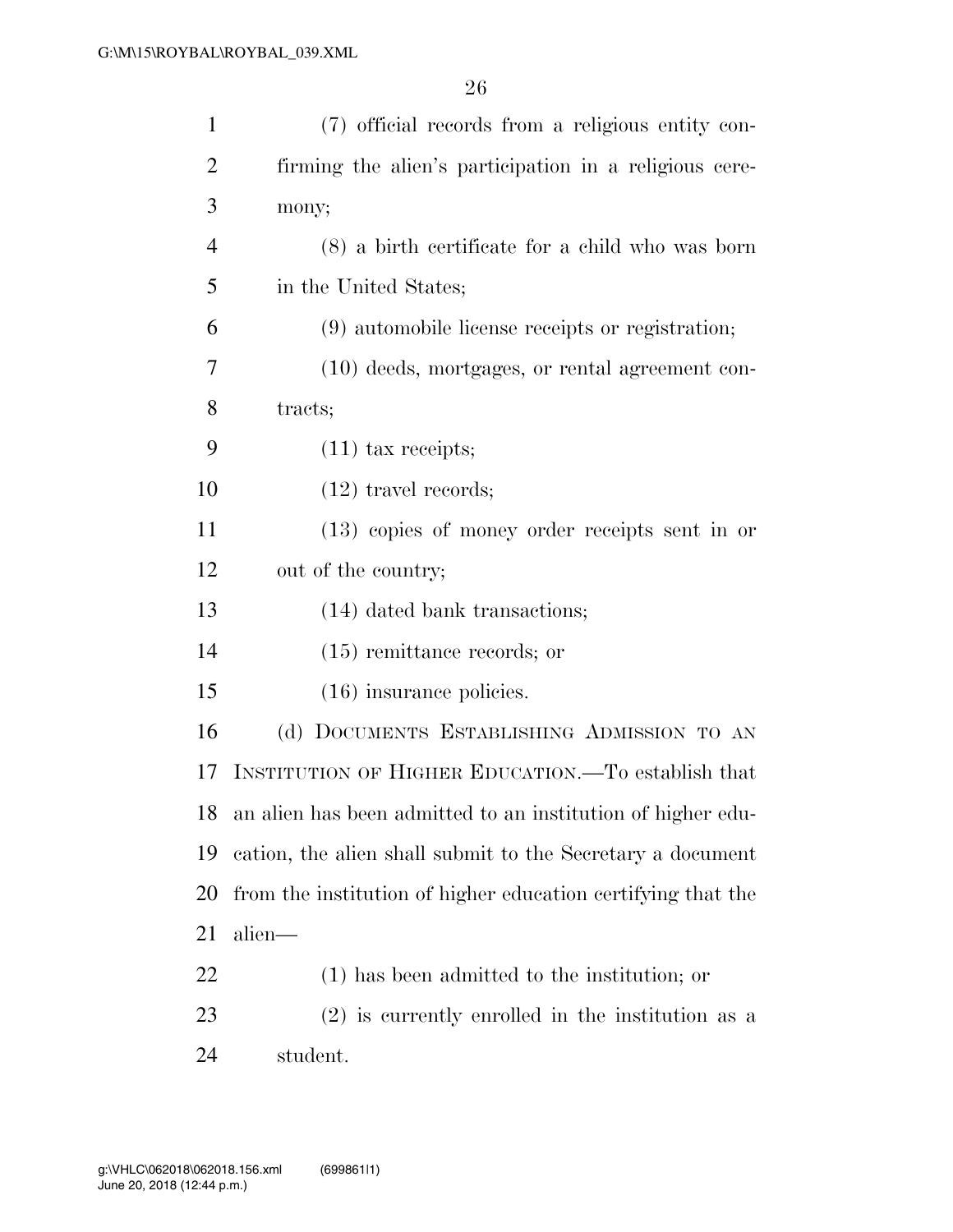(7) official records from a religious entity confirming the alien's participation in a religious ceremony;

(8) a birth certificate for a child who was born in the United States;

(9) automobile license receipts or registration;

(10) deeds, mortgages, or rental agreement contracts;

(11) tax receipts;

(12) travel records;

(13) copies of money order receipts sent in or out of the country;

(14) dated bank transactions;

(15) remittance records; or

(16) insurance policies.

(d) DOCUMENTS ESTABLISHING ADMISSION TO AN INSTITUTION OF HIGHER EDUCATION.—To establish that an alien has been admitted to an institution of higher education, the alien shall submit to the Secretary a document from the institution of higher education certifying that the alien—

(1) has been admitted to the institution; or

(2) is currently enrolled in the institution as a student.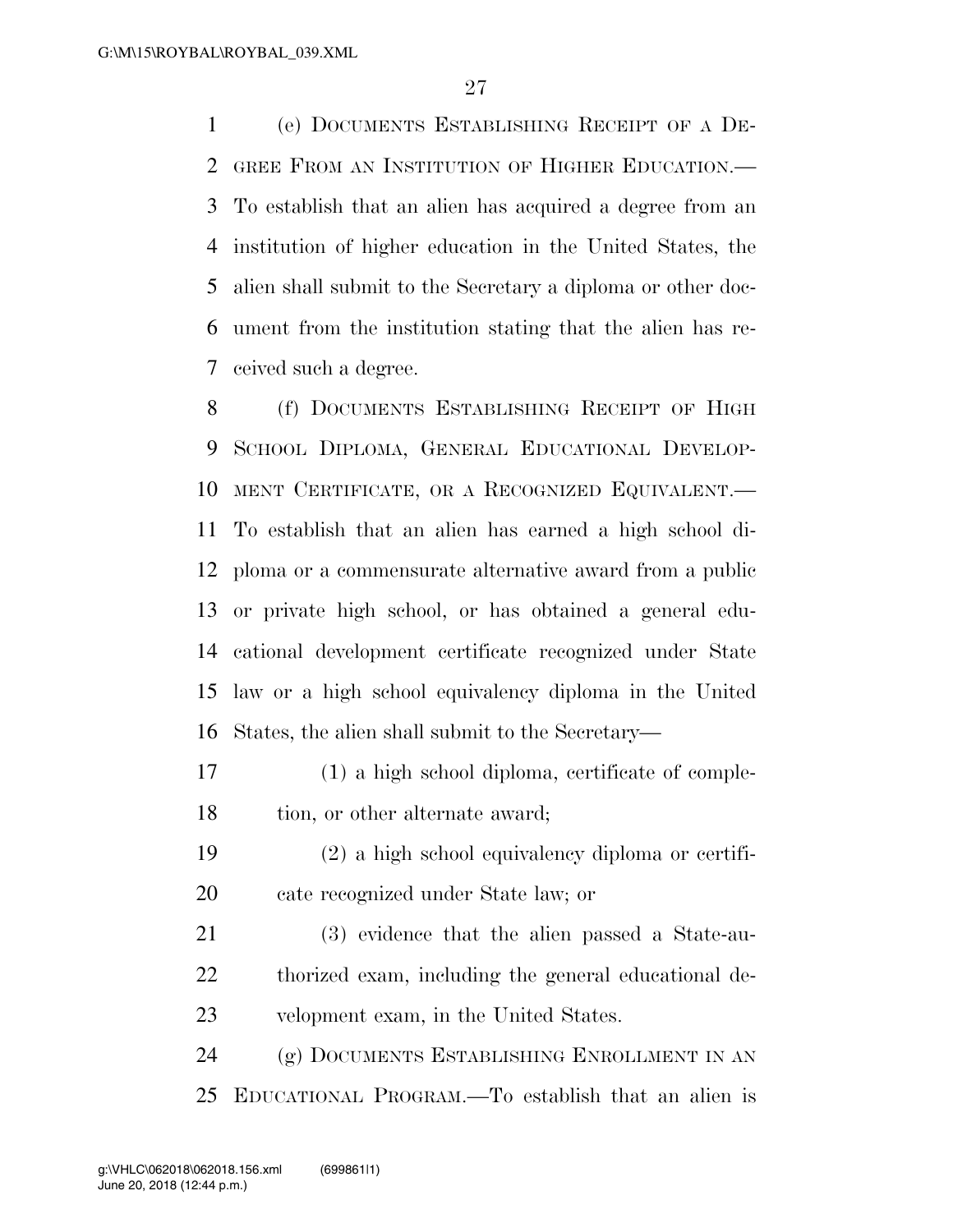(e) DOCUMENTS ESTABLISHING RECEIPT OF A DEGREE FROM AN INSTITUTION OF HIGHER EDUCATION.—To establish that an alien has acquired a degree from an institution of higher education in the United States, the alien shall submit to the Secretary a diploma or other document from the institution stating that the alien has received such a degree.

(f) DOCUMENTS ESTABLISHING RECEIPT OF HIGH SCHOOL DIPLOMA, GENERAL EDUCATIONAL DEVELOPMENT CERTIFICATE, OR A RECOGNIZED EQUIVALENT.—To establish that an alien has earned a high school diploma or a commensurate alternative award from a public or private high school, or has obtained a general educational development certificate recognized under State law or a high school equivalency diploma in the United States, the alien shall submit to the Secretary—

(1) a high school diploma, certificate of completion, or other alternate award;

(2) a high school equivalency diploma or certificate recognized under State law; or

(3) evidence that the alien passed a State-authorized exam, including the general educational development exam, in the United States.

(g) DOCUMENTS ESTABLISHING ENROLLMENT IN AN EDUCATIONAL PROGRAM.—To establish that an alien is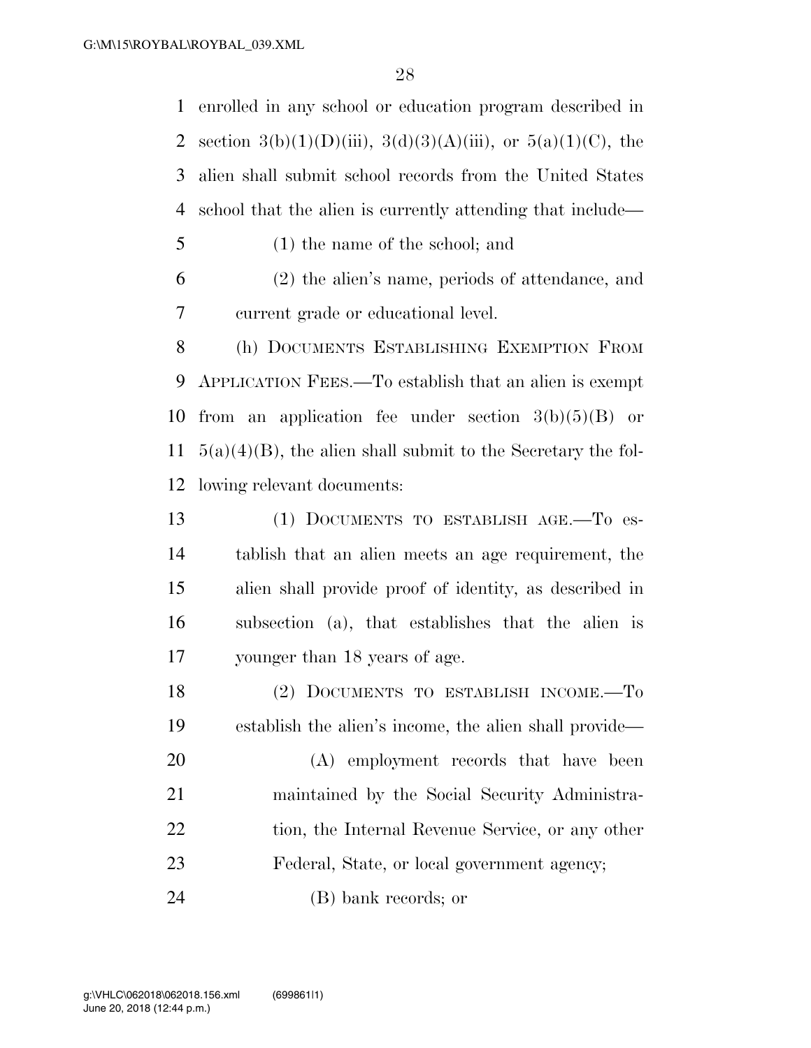enrolled in any school or education program described in section 3(b)(1)(D)(iii), 3(d)(3)(A)(iii), or 5(a)(1)(C), the alien shall submit school records from the United States school that the alien is currently attending that include—

(1) the name of the school; and

(2) the alien's name, periods of attendance, and current grade or educational level.

(h) DOCUMENTS ESTABLISHING EXEMPTION FROM APPLICATION FEES.—To establish that an alien is exempt from an application fee under section 3(b)(5)(B) or 5(a)(4)(B), the alien shall submit to the Secretary the following relevant documents:

(1) DOCUMENTS TO ESTABLISH AGE.—To establish that an alien meets an age requirement, the alien shall provide proof of identity, as described in subsection (a), that establishes that the alien is younger than 18 years of age.

(2) DOCUMENTS TO ESTABLISH INCOME.—To establish the alien's income, the alien shall provide—

(A) employment records that have been maintained by the Social Security Administration, the Internal Revenue Service, or any other Federal, State, or local government agency;

(B) bank records; or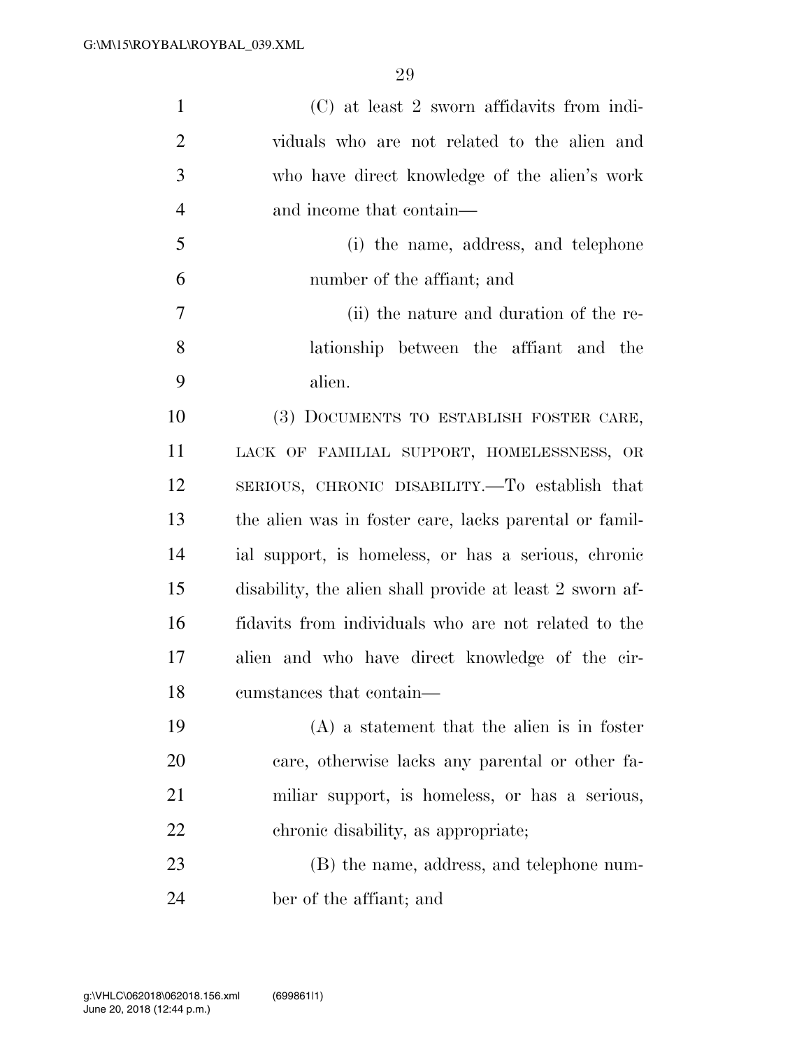(C) at least 2 sworn affidavits from individuals who are not related to the alien and who have direct knowledge of the alien's work and income that contain—

(i) the name, address, and telephone number of the affiant; and

(ii) the nature and duration of the relationship between the affiant and the alien.

(3) DOCUMENTS TO ESTABLISH FOSTER CARE, LACK OF FAMILIAL SUPPORT, HOMELESSNESS, OR SERIOUS, CHRONIC DISABILITY.—To establish that the alien was in foster care, lacks parental or familial support, is homeless, or has a serious, chronic disability, the alien shall provide at least 2 sworn affidavits from individuals who are not related to the alien and who have direct knowledge of the circumstances that contain—

(A) a statement that the alien is in foster care, otherwise lacks any parental or other familiar support, is homeless, or has a serious, chronic disability, as appropriate;

(B) the name, address, and telephone number of the affiant; and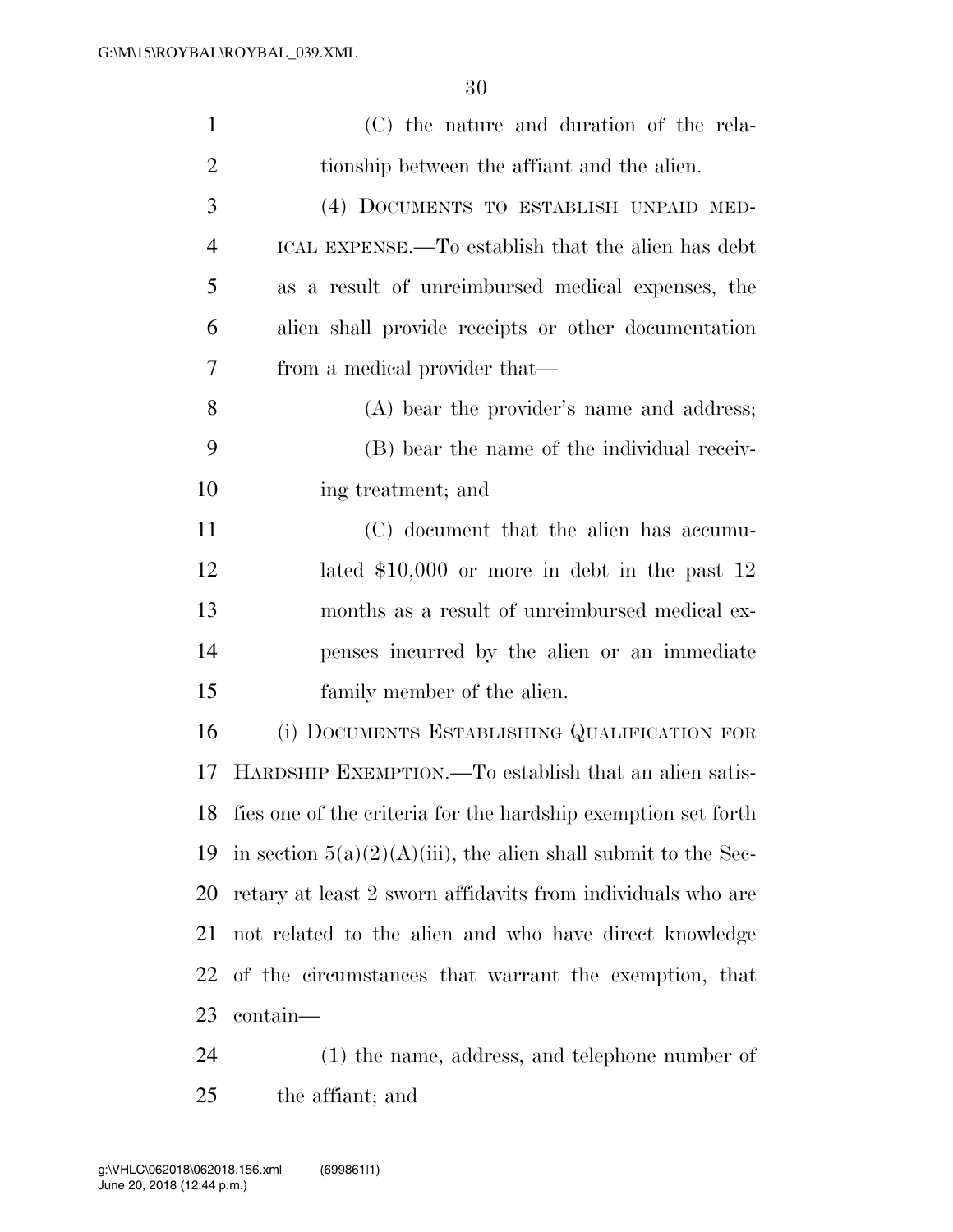(C) the nature and duration of the relationship between the affiant and the alien.

(4) DOCUMENTS TO ESTABLISH UNPAID MEDICAL EXPENSE.—To establish that the alien has debt as a result of unreimbursed medical expenses, the alien shall provide receipts or other documentation from a medical provider that—

(A) bear the provider's name and address;

(B) bear the name of the individual receiving treatment; and

(C) document that the alien has accumulated $10,000 or more in debt in the past 12 months as a result of unreimbursed medical expenses incurred by the alien or an immediate family member of the alien.

(i) DOCUMENTS ESTABLISHING QUALIFICATION FOR HARDSHIP EXEMPTION.—To establish that an alien satisfies one of the criteria for the hardship exemption set forth in section 5(a)(2)(A)(iii), the alien shall submit to the Secretary at least 2 sworn affidavits from individuals who are not related to the alien and who have direct knowledge of the circumstances that warrant the exemption, that contain—

(1) the name, address, and telephone number of the affiant; and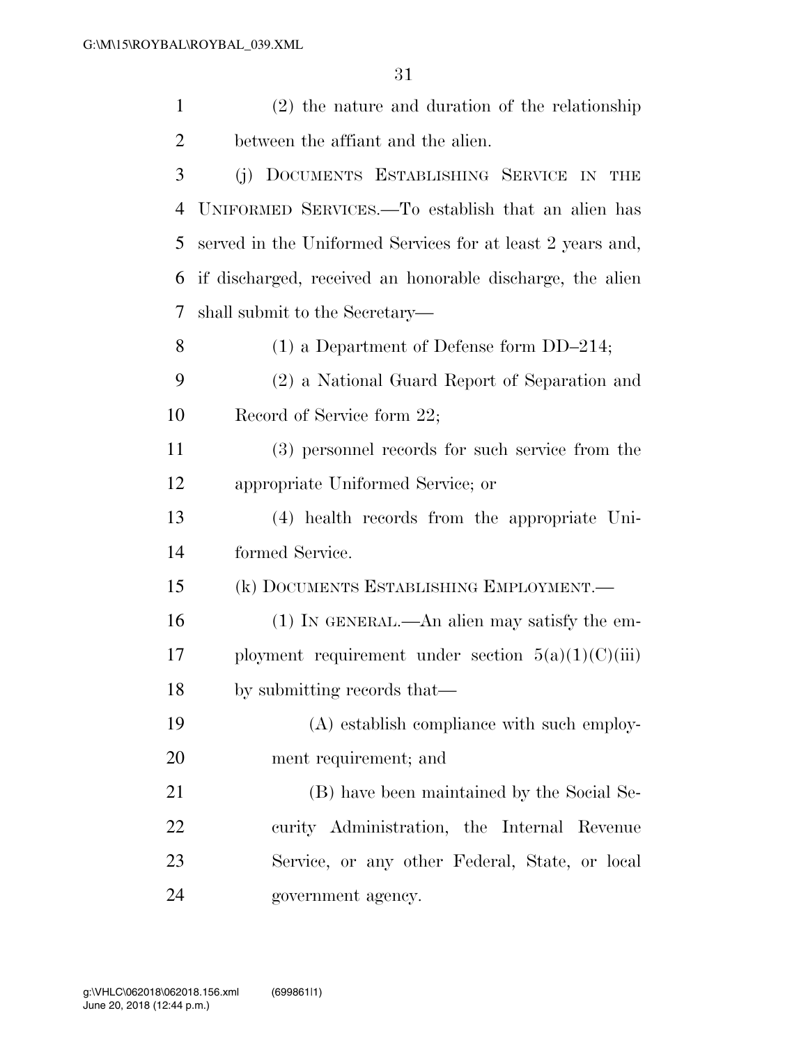(2) the nature and duration of the relationship between the affiant and the alien.

(j) DOCUMENTS ESTABLISHING SERVICE IN THE UNIFORMED SERVICES.—To establish that an alien has served in the Uniformed Services for at least 2 years and, if discharged, received an honorable discharge, the alien shall submit to the Secretary—

(1) a Department of Defense form DD–214;

(2) a National Guard Report of Separation and Record of Service form 22;

(3) personnel records for such service from the appropriate Uniformed Service; or

(4) health records from the appropriate Uniformed Service.

(k) DOCUMENTS ESTABLISHING EMPLOYMENT.—

(1) IN GENERAL.—An alien may satisfy the employment requirement under section 5(a)(1)(C)(iii) by submitting records that—

(A) establish compliance with such employment requirement; and

(B) have been maintained by the Social Security Administration, the Internal Revenue Service, or any other Federal, State, or local government agency.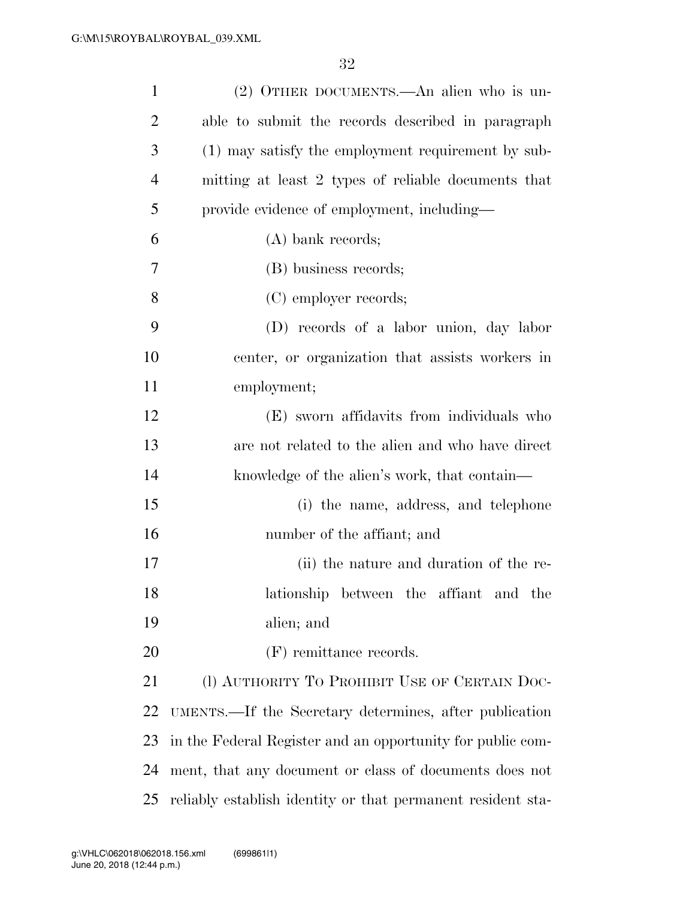(2) OTHER DOCUMENTS.—An alien who is unable to submit the records described in paragraph (1) may satisfy the employment requirement by submitting at least 2 types of reliable documents that provide evidence of employment, including—

(A) bank records;

(B) business records;

(C) employer records;

(D) records of a labor union, day labor center, or organization that assists workers in employment;

(E) sworn affidavits from individuals who are not related to the alien and who have direct knowledge of the alien's work, that contain—

(i) the name, address, and telephone number of the affiant; and

(ii) the nature and duration of the relationship between the affiant and the alien; and

(F) remittance records.

(l) AUTHORITY TO PROHIBIT USE OF CERTAIN DOCUMENTS.—If the Secretary determines, after publication in the Federal Register and an opportunity for public comment, that any document or class of documents does not reliably establish identity or that permanent resident sta-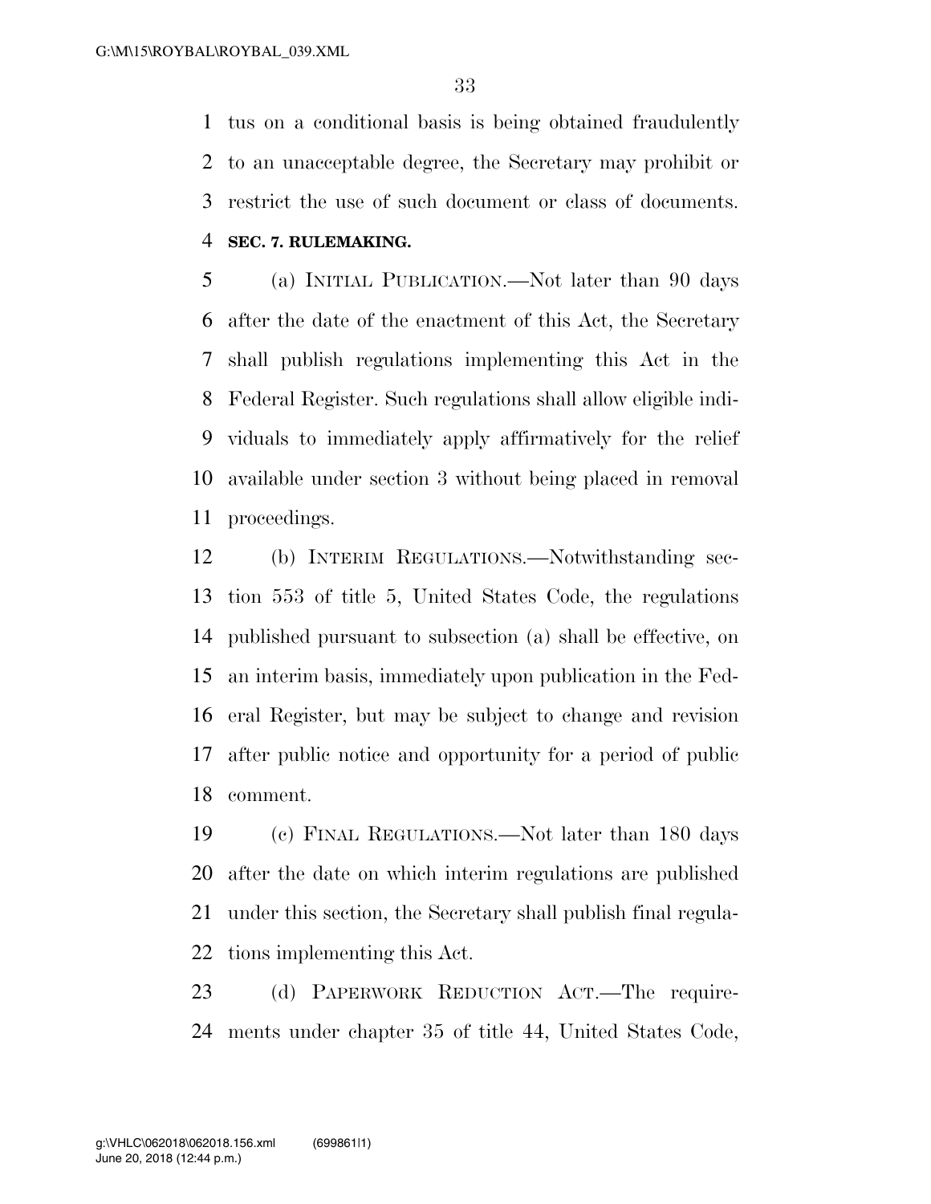tus on a conditional basis is being obtained fraudulently to an unacceptable degree, the Secretary may prohibit or restrict the use of such document or class of documents.

**SEC. 7. RULEMAKING.**

(a) INITIAL PUBLICATION.—Not later than 90 days after the date of the enactment of this Act, the Secretary shall publish regulations implementing this Act in the Federal Register. Such regulations shall allow eligible individuals to immediately apply affirmatively for the relief available under section 3 without being placed in removal proceedings.

(b) INTERIM REGULATIONS.—Notwithstanding section 553 of title 5, United States Code, the regulations published pursuant to subsection (a) shall be effective, on an interim basis, immediately upon publication in the Federal Register, but may be subject to change and revision after public notice and opportunity for a period of public comment.

(c) FINAL REGULATIONS.—Not later than 180 days after the date on which interim regulations are published under this section, the Secretary shall publish final regulations implementing this Act.

(d) PAPERWORK REDUCTION ACT.—The requirements under chapter 35 of title 44, United States Code,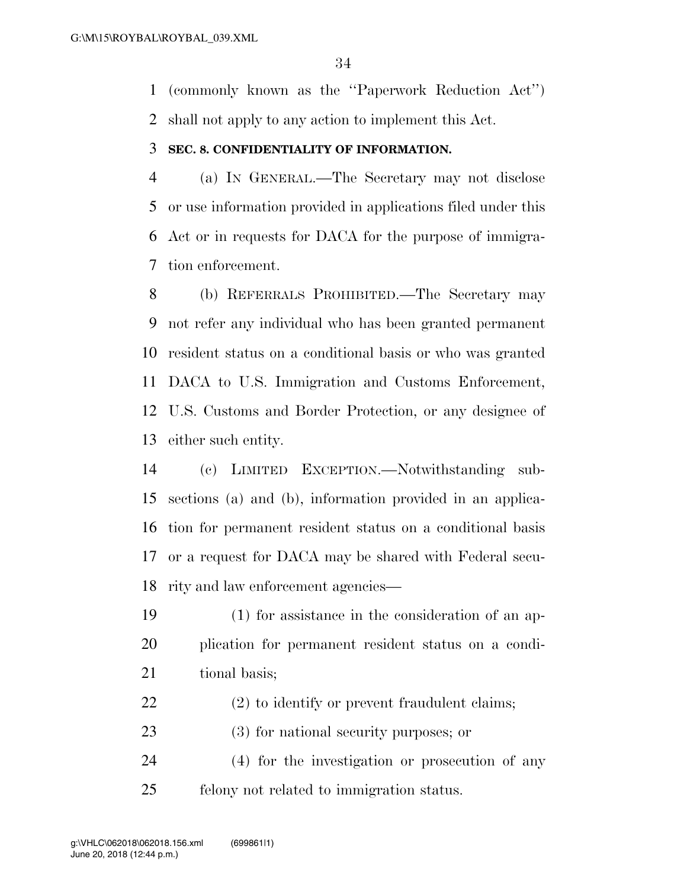(commonly known as the ''Paperwork Reduction Act'') shall not apply to any action to implement this Act.

### SEC. 8. CONFIDENTIALITY OF INFORMATION.

(a) IN GENERAL.—The Secretary may not disclose or use information provided in applications filed under this Act or in requests for DACA for the purpose of immigration enforcement.

(b) REFERRALS PROHIBITED.—The Secretary may not refer any individual who has been granted permanent resident status on a conditional basis or who was granted DACA to U.S. Immigration and Customs Enforcement, U.S. Customs and Border Protection, or any designee of either such entity.

(c) LIMITED EXCEPTION.—Notwithstanding subsections (a) and (b), information provided in an application for permanent resident status on a conditional basis or a request for DACA may be shared with Federal security and law enforcement agencies—

(1) for assistance in the consideration of an application for permanent resident status on a conditional basis;

(2) to identify or prevent fraudulent claims;

(3) for national security purposes; or

(4) for the investigation or prosecution of any felony not related to immigration status.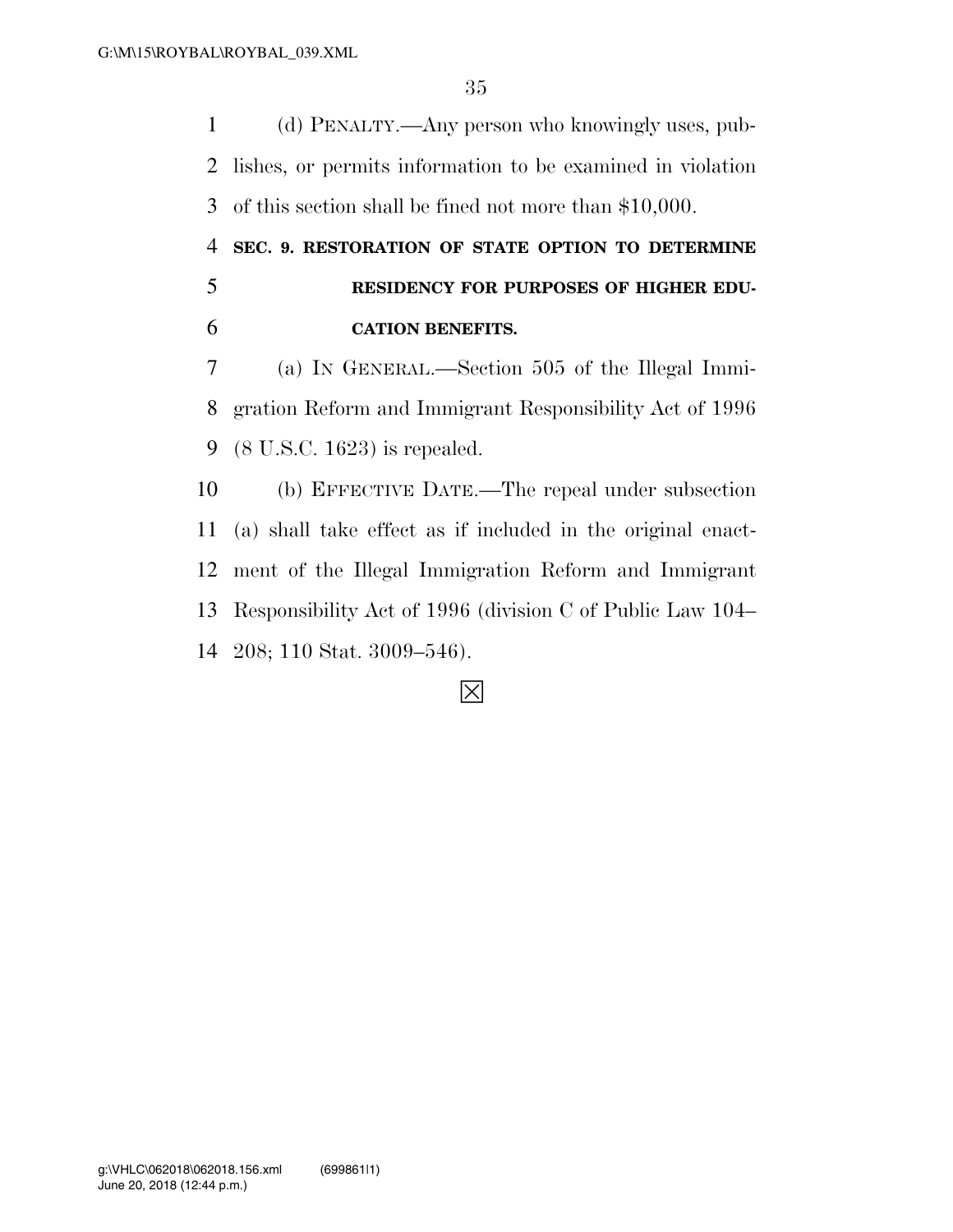(d) PENALTY.—Any person who knowingly uses, publishes, or permits information to be examined in violation of this section shall be fined not more than $10,000.

**SEC. 9. RESTORATION OF STATE OPTION TO DETERMINE RESIDENCY FOR PURPOSES OF HIGHER EDUCATION BENEFITS.**

(a) IN GENERAL.—Section 505 of the Illegal Immigration Reform and Immigrant Responsibility Act of 1996 (8 U.S.C. 1623) is repealed.

(b) EFFECTIVE DATE.—The repeal under subsection (a) shall take effect as if included in the original enactment of the Illegal Immigration Reform and Immigrant Responsibility Act of 1996 (division C of Public Law 104–208; 110 Stat. 3009–546).

☒